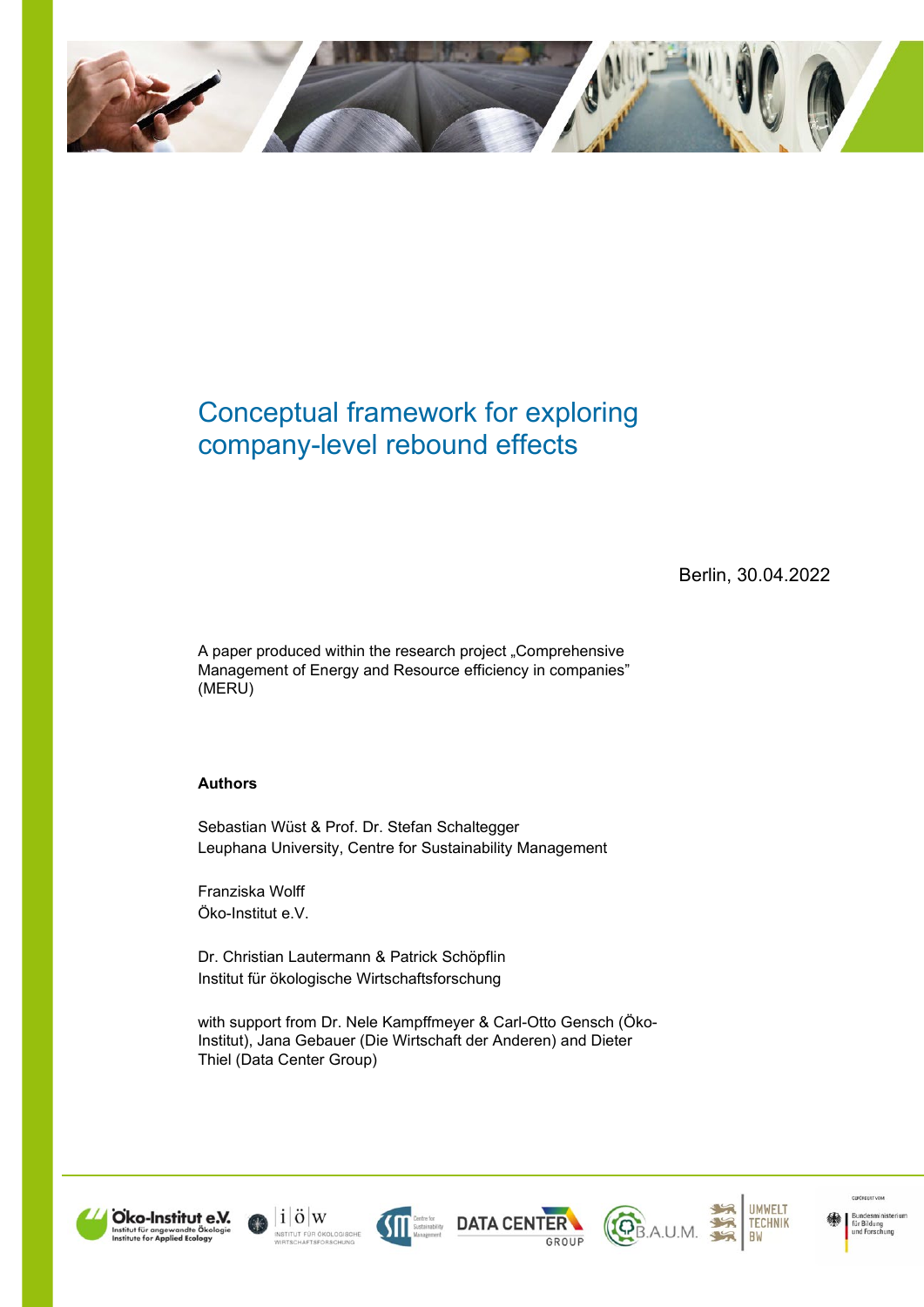# Conceptual framework for exploring company-level rebound effects

Berlin, 30.04.2022

A paper produced within the research project „Comprehensive Management of Energy and Resource efficiency in companies" (MERU)

**Authors**

Sebastian Wüst & Prof. Dr. Stefan Schaltegger
Leuphana University, Centre for Sustainability Management

Franziska Wolff
Öko-Institut e.V.

Dr. Christian Lautermann & Patrick Schöpflin
Institut für ökologische Wirtschaftsforschung

with support from Dr. Nele Kampffmeyer & Carl-Otto Gensch (Öko-Institut), Jana Gebauer (Die Wirtschaft der Anderen) and Dieter Thiel (Data Center Group)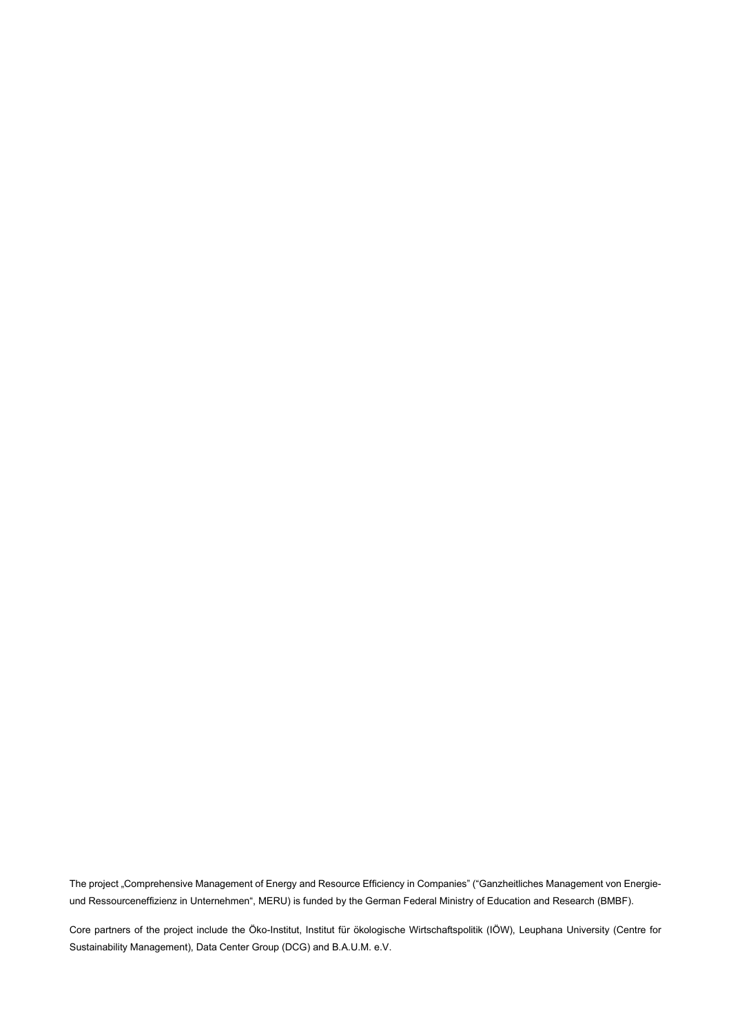The project „Comprehensive Management of Energy and Resource Efficiency in Companies" ("Ganzheitliches Management von Energie- und Ressourceneffizienz in Unternehmen", MERU) is funded by the German Federal Ministry of Education and Research (BMBF).

Core partners of the project include the Öko-Institut, Institut für ökologische Wirtschaftspolitik (IÖW), Leuphana University (Centre for Sustainability Management), Data Center Group (DCG) and B.A.U.M. e.V.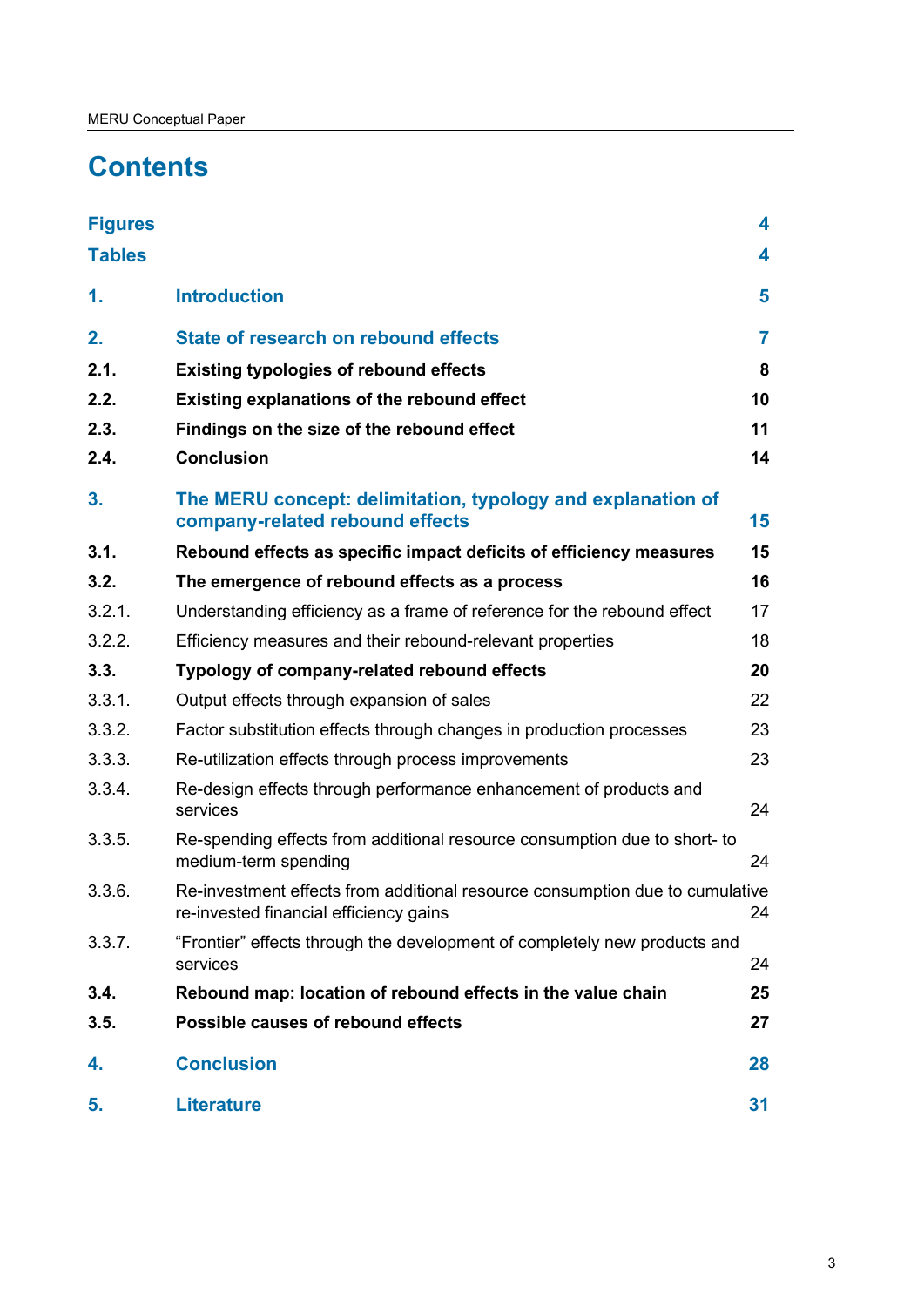# Contents

| | | |
|---|---|---|
| **Figures** | | **4** |
| **Tables** | | **4** |
| **1.** | **Introduction** | **5** |
| **2.** | **State of research on rebound effects** | **7** |
| **2.1.** | **Existing typologies of rebound effects** | **8** |
| **2.2.** | **Existing explanations of the rebound effect** | **10** |
| **2.3.** | **Findings on the size of the rebound effect** | **11** |
| **2.4.** | **Conclusion** | **14** |
| **3.** | **The MERU concept: delimitation, typology and explanation of company-related rebound effects** | **15** |
| **3.1.** | **Rebound effects as specific impact deficits of efficiency measures** | **15** |
| **3.2.** | **The emergence of rebound effects as a process** | **16** |
| 3.2.1. | Understanding efficiency as a frame of reference for the rebound effect | 17 |
| 3.2.2. | Efficiency measures and their rebound-relevant properties | 18 |
| **3.3.** | **Typology of company-related rebound effects** | **20** |
| 3.3.1. | Output effects through expansion of sales | 22 |
| 3.3.2. | Factor substitution effects through changes in production processes | 23 |
| 3.3.3. | Re-utilization effects through process improvements | 23 |
| 3.3.4. | Re-design effects through performance enhancement of products and services | 24 |
| 3.3.5. | Re-spending effects from additional resource consumption due to short- to medium-term spending | 24 |
| 3.3.6. | Re-investment effects from additional resource consumption due to cumulative re-invested financial efficiency gains | 24 |
| 3.3.7. | "Frontier" effects through the development of completely new products and services | 24 |
| **3.4.** | **Rebound map: location of rebound effects in the value chain** | **25** |
| **3.5.** | **Possible causes of rebound effects** | **27** |
| **4.** | **Conclusion** | **28** |
| **5.** | **Literature** | **31** |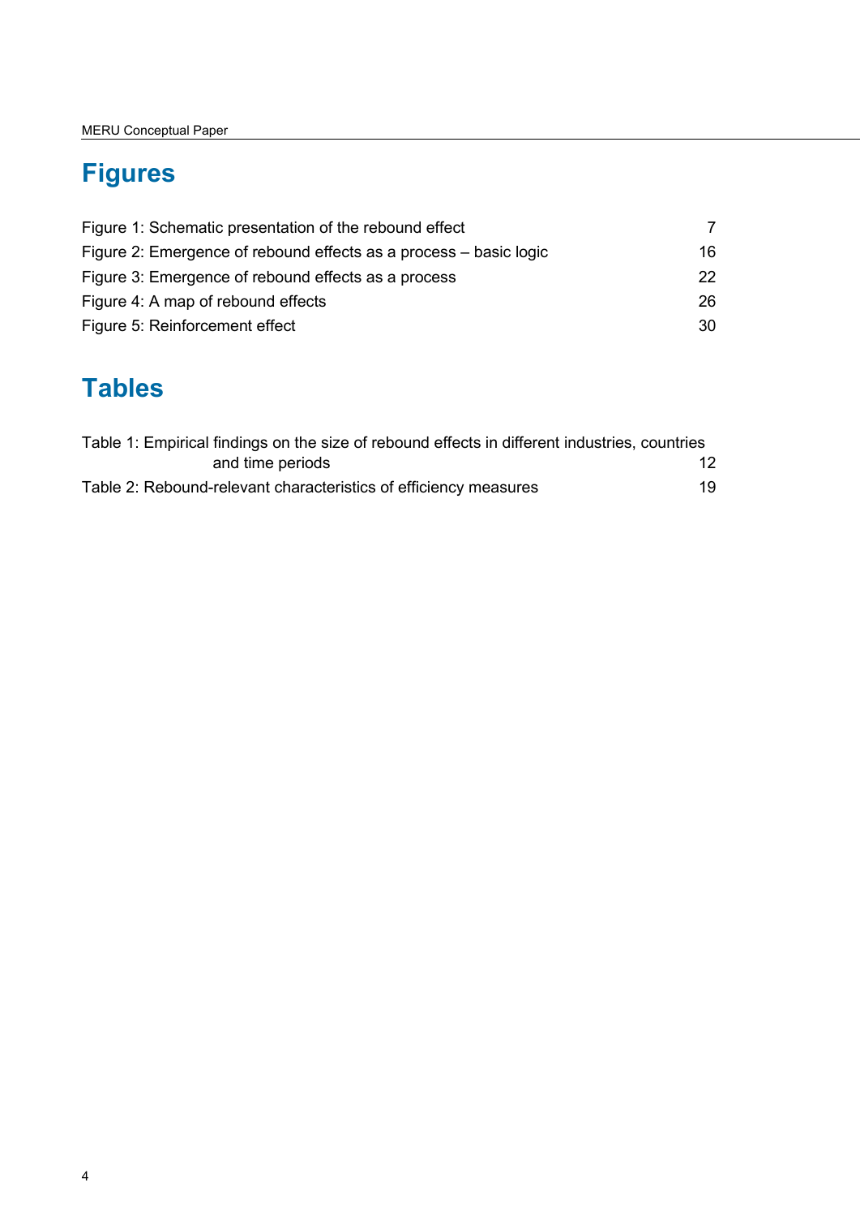# Figures

Figure 1: Schematic presentation of the rebound effect 7

Figure 2: Emergence of rebound effects as a process – basic logic 16

Figure 3: Emergence of rebound effects as a process 22

Figure 4: A map of rebound effects 26

Figure 5: Reinforcement effect 30

# Tables

Table 1: Empirical findings on the size of rebound effects in different industries, countries and time periods 12

Table 2: Rebound-relevant characteristics of efficiency measures 19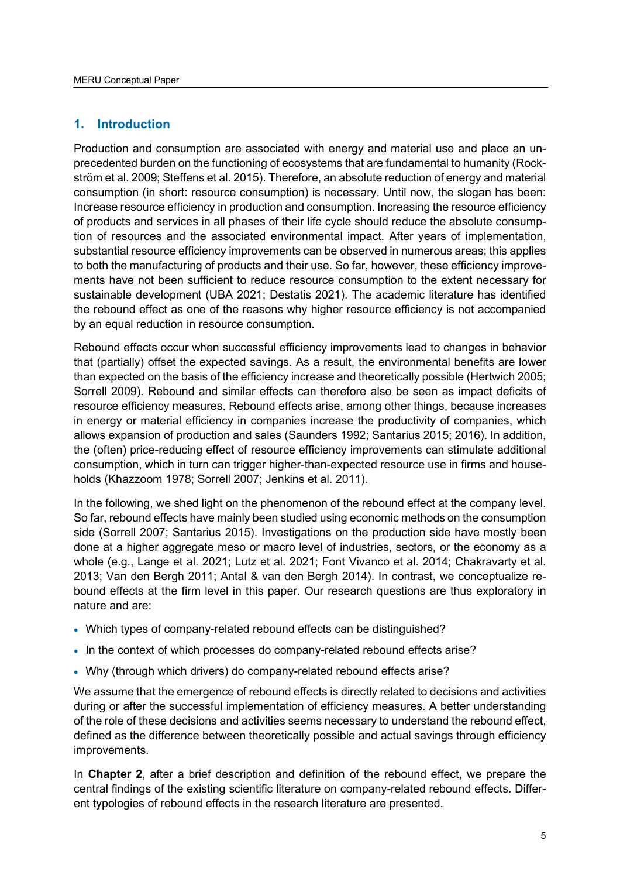## 1. Introduction

Production and consumption are associated with energy and material use and place an unprecedented burden on the functioning of ecosystems that are fundamental to humanity (Rockström et al. 2009; Steffens et al. 2015). Therefore, an absolute reduction of energy and material consumption (in short: resource consumption) is necessary. Until now, the slogan has been: Increase resource efficiency in production and consumption. Increasing the resource efficiency of products and services in all phases of their life cycle should reduce the absolute consumption of resources and the associated environmental impact. After years of implementation, substantial resource efficiency improvements can be observed in numerous areas; this applies to both the manufacturing of products and their use. So far, however, these efficiency improvements have not been sufficient to reduce resource consumption to the extent necessary for sustainable development (UBA 2021; Destatis 2021). The academic literature has identified the rebound effect as one of the reasons why higher resource efficiency is not accompanied by an equal reduction in resource consumption.

Rebound effects occur when successful efficiency improvements lead to changes in behavior that (partially) offset the expected savings. As a result, the environmental benefits are lower than expected on the basis of the efficiency increase and theoretically possible (Hertwich 2005; Sorrell 2009). Rebound and similar effects can therefore also be seen as impact deficits of resource efficiency measures. Rebound effects arise, among other things, because increases in energy or material efficiency in companies increase the productivity of companies, which allows expansion of production and sales (Saunders 1992; Santarius 2015; 2016). In addition, the (often) price-reducing effect of resource efficiency improvements can stimulate additional consumption, which in turn can trigger higher-than-expected resource use in firms and households (Khazzoom 1978; Sorrell 2007; Jenkins et al. 2011).

In the following, we shed light on the phenomenon of the rebound effect at the company level. So far, rebound effects have mainly been studied using economic methods on the consumption side (Sorrell 2007; Santarius 2015). Investigations on the production side have mostly been done at a higher aggregate meso or macro level of industries, sectors, or the economy as a whole (e.g., Lange et al. 2021; Lutz et al. 2021; Font Vivanco et al. 2014; Chakravarty et al. 2013; Van den Bergh 2011; Antal & van den Bergh 2014). In contrast, we conceptualize rebound effects at the firm level in this paper. Our research questions are thus exploratory in nature and are:

- Which types of company-related rebound effects can be distinguished?
- In the context of which processes do company-related rebound effects arise?
- Why (through which drivers) do company-related rebound effects arise?

We assume that the emergence of rebound effects is directly related to decisions and activities during or after the successful implementation of efficiency measures. A better understanding of the role of these decisions and activities seems necessary to understand the rebound effect, defined as the difference between theoretically possible and actual savings through efficiency improvements.

In **Chapter 2**, after a brief description and definition of the rebound effect, we prepare the central findings of the existing scientific literature on company-related rebound effects. Different typologies of rebound effects in the research literature are presented.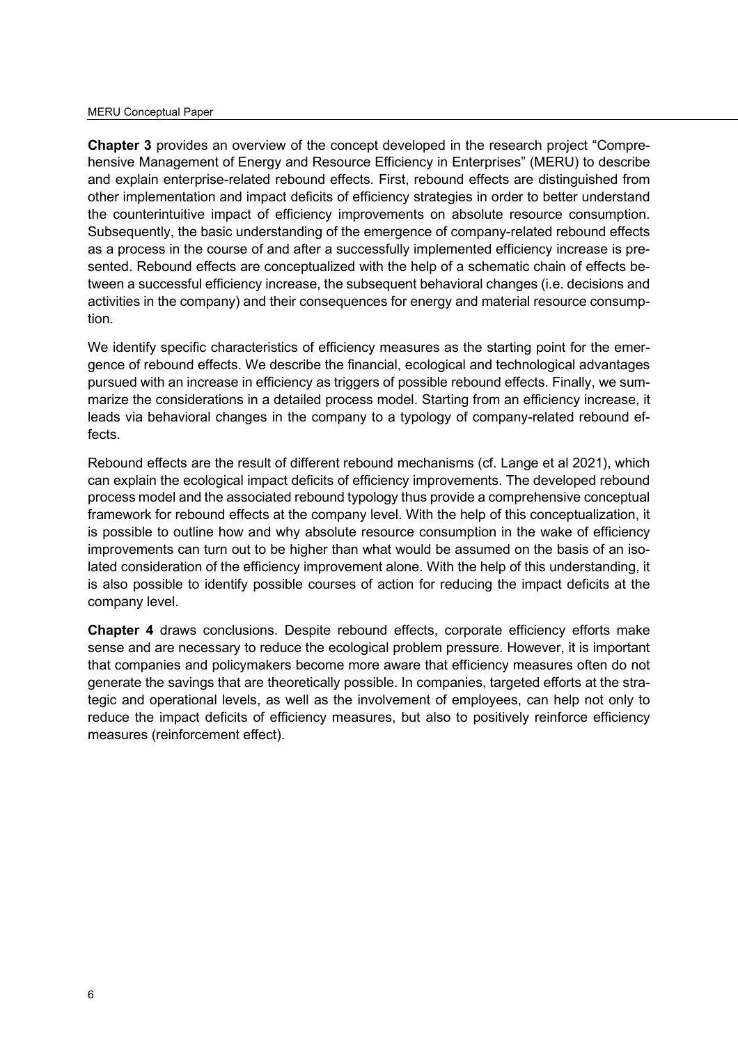**Chapter 3** provides an overview of the concept developed in the research project "Comprehensive Management of Energy and Resource Efficiency in Enterprises" (MERU) to describe and explain enterprise-related rebound effects. First, rebound effects are distinguished from other implementation and impact deficits of efficiency strategies in order to better understand the counterintuitive impact of efficiency improvements on absolute resource consumption. Subsequently, the basic understanding of the emergence of company-related rebound effects as a process in the course of and after a successfully implemented efficiency increase is presented. Rebound effects are conceptualized with the help of a schematic chain of effects between a successful efficiency increase, the subsequent behavioral changes (i.e. decisions and activities in the company) and their consequences for energy and material resource consumption.

We identify specific characteristics of efficiency measures as the starting point for the emergence of rebound effects. We describe the financial, ecological and technological advantages pursued with an increase in efficiency as triggers of possible rebound effects. Finally, we summarize the considerations in a detailed process model. Starting from an efficiency increase, it leads via behavioral changes in the company to a typology of company-related rebound effects.

Rebound effects are the result of different rebound mechanisms (cf. Lange et al 2021), which can explain the ecological impact deficits of efficiency improvements. The developed rebound process model and the associated rebound typology thus provide a comprehensive conceptual framework for rebound effects at the company level. With the help of this conceptualization, it is possible to outline how and why absolute resource consumption in the wake of efficiency improvements can turn out to be higher than what would be assumed on the basis of an isolated consideration of the efficiency improvement alone. With the help of this understanding, it is also possible to identify possible courses of action for reducing the impact deficits at the company level.

**Chapter 4** draws conclusions. Despite rebound effects, corporate efficiency efforts make sense and are necessary to reduce the ecological problem pressure. However, it is important that companies and policymakers become more aware that efficiency measures often do not generate the savings that are theoretically possible. In companies, targeted efforts at the strategic and operational levels, as well as the involvement of employees, can help not only to reduce the impact deficits of efficiency measures, but also to positively reinforce efficiency measures (reinforcement effect).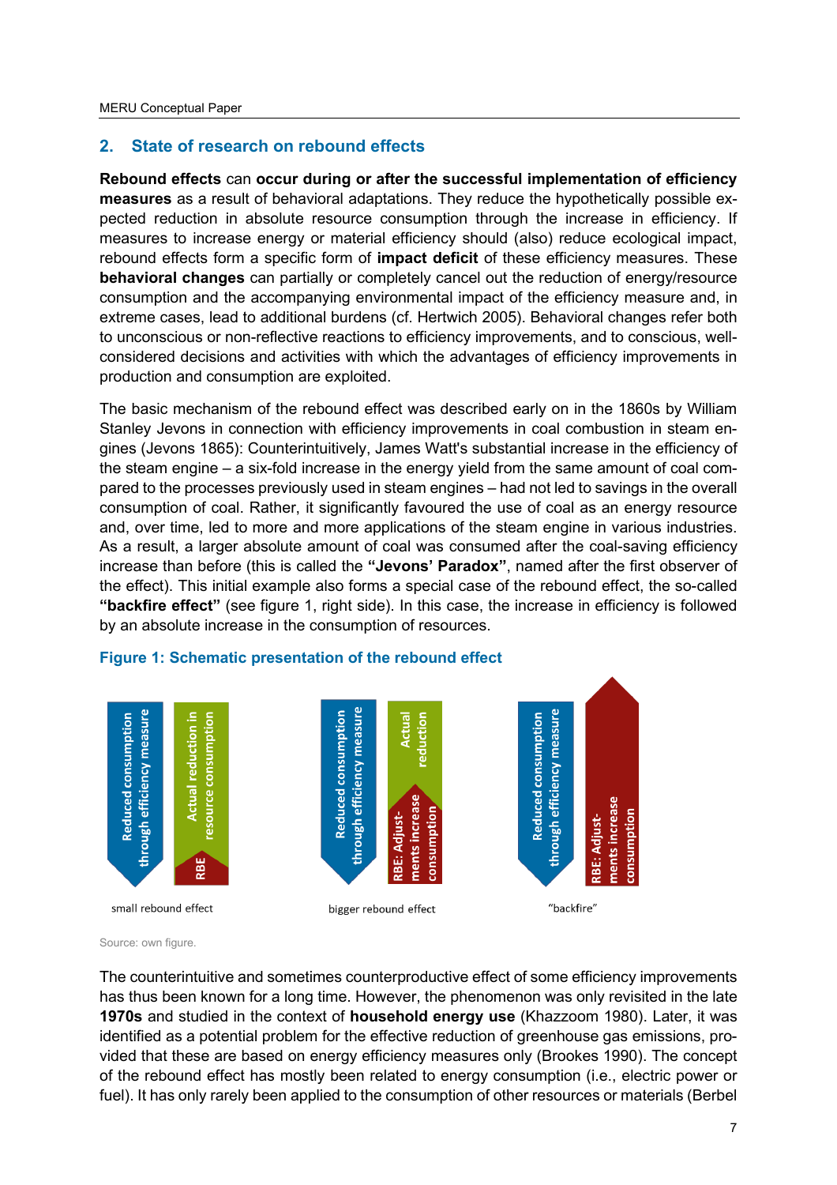## 2. State of research on rebound effects

**Rebound effects** can **occur during or after the successful implementation of efficiency measures** as a result of behavioral adaptations. They reduce the hypothetically possible expected reduction in absolute resource consumption through the increase in efficiency. If measures to increase energy or material efficiency should (also) reduce ecological impact, rebound effects form a specific form of **impact deficit** of these efficiency measures. These **behavioral changes** can partially or completely cancel out the reduction of energy/resource consumption and the accompanying environmental impact of the efficiency measure and, in extreme cases, lead to additional burdens (cf. Hertwich 2005). Behavioral changes refer both to unconscious or non-reflective reactions to efficiency improvements, and to conscious, well-considered decisions and activities with which the advantages of efficiency improvements in production and consumption are exploited.

The basic mechanism of the rebound effect was described early on in the 1860s by William Stanley Jevons in connection with efficiency improvements in coal combustion in steam engines (Jevons 1865): Counterintuitively, James Watt's substantial increase in the efficiency of the steam engine – a six-fold increase in the energy yield from the same amount of coal compared to the processes previously used in steam engines – had not led to savings in the overall consumption of coal. Rather, it significantly favoured the use of coal as an energy resource and, over time, led to more and more applications of the steam engine in various industries. As a result, a larger absolute amount of coal was consumed after the coal-saving efficiency increase than before (this is called the **"Jevons' Paradox"**, named after the first observer of the effect). This initial example also forms a special case of the rebound effect, the so-called **"backfire effect"** (see figure 1, right side). In this case, the increase in efficiency is followed by an absolute increase in the consumption of resources.

**Figure 1: Schematic presentation of the rebound effect**

| small rebound effect | bigger rebound effect | "backfire" |
|---|---|---|
| Reduced consumption through efficiency measure / Actual reduction in resource consumption / RBE | Reduced consumption through efficiency measure / Actual reduction / RBE: Adjustments increase consumption | Reduced consumption through efficiency measure / RBE: Adjustments increase consumption |

Source: own figure.

The counterintuitive and sometimes counterproductive effect of some efficiency improvements has thus been known for a long time. However, the phenomenon was only revisited in the late **1970s** and studied in the context of **household energy use** (Khazzoom 1980). Later, it was identified as a potential problem for the effective reduction of greenhouse gas emissions, provided that these are based on energy efficiency measures only (Brookes 1990). The concept of the rebound effect has mostly been related to energy consumption (i.e., electric power or fuel). It has only rarely been applied to the consumption of other resources or materials (Berbel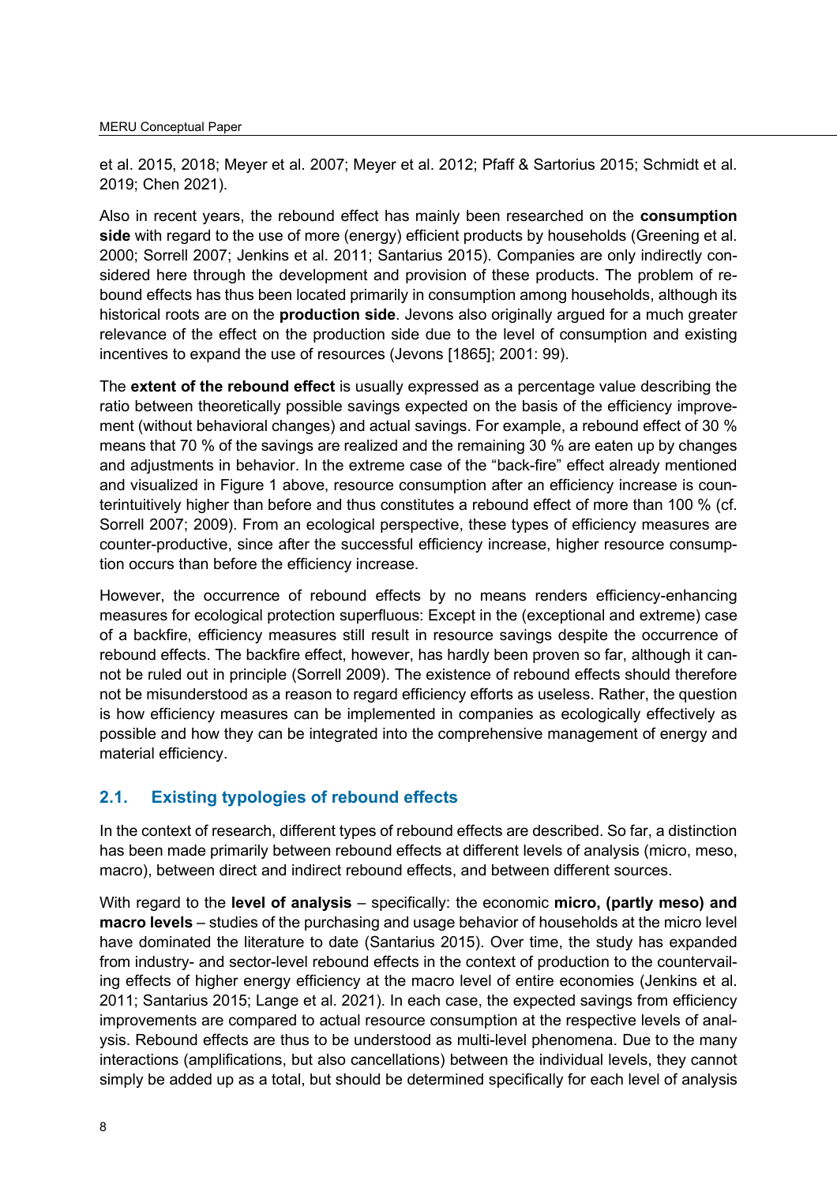et al. 2015, 2018; Meyer et al. 2007; Meyer et al. 2012; Pfaff & Sartorius 2015; Schmidt et al. 2019; Chen 2021).

Also in recent years, the rebound effect has mainly been researched on the **consumption side** with regard to the use of more (energy) efficient products by households (Greening et al. 2000; Sorrell 2007; Jenkins et al. 2011; Santarius 2015). Companies are only indirectly considered here through the development and provision of these products. The problem of rebound effects has thus been located primarily in consumption among households, although its historical roots are on the **production side**. Jevons also originally argued for a much greater relevance of the effect on the production side due to the level of consumption and existing incentives to expand the use of resources (Jevons [1865]; 2001: 99).

The **extent of the rebound effect** is usually expressed as a percentage value describing the ratio between theoretically possible savings expected on the basis of the efficiency improvement (without behavioral changes) and actual savings. For example, a rebound effect of 30 % means that 70 % of the savings are realized and the remaining 30 % are eaten up by changes and adjustments in behavior. In the extreme case of the "back-fire" effect already mentioned and visualized in Figure 1 above, resource consumption after an efficiency increase is counterintuitively higher than before and thus constitutes a rebound effect of more than 100 % (cf. Sorrell 2007; 2009). From an ecological perspective, these types of efficiency measures are counter-productive, since after the successful efficiency increase, higher resource consumption occurs than before the efficiency increase.

However, the occurrence of rebound effects by no means renders efficiency-enhancing measures for ecological protection superfluous: Except in the (exceptional and extreme) case of a backfire, efficiency measures still result in resource savings despite the occurrence of rebound effects. The backfire effect, however, has hardly been proven so far, although it cannot be ruled out in principle (Sorrell 2009). The existence of rebound effects should therefore not be misunderstood as a reason to regard efficiency efforts as useless. Rather, the question is how efficiency measures can be implemented in companies as ecologically effectively as possible and how they can be integrated into the comprehensive management of energy and material efficiency.

## 2.1. Existing typologies of rebound effects

In the context of research, different types of rebound effects are described. So far, a distinction has been made primarily between rebound effects at different levels of analysis (micro, meso, macro), between direct and indirect rebound effects, and between different sources.

With regard to the **level of analysis** – specifically: the economic **micro, (partly meso) and macro levels** – studies of the purchasing and usage behavior of households at the micro level have dominated the literature to date (Santarius 2015). Over time, the study has expanded from industry- and sector-level rebound effects in the context of production to the countervailing effects of higher energy efficiency at the macro level of entire economies (Jenkins et al. 2011; Santarius 2015; Lange et al. 2021). In each case, the expected savings from efficiency improvements are compared to actual resource consumption at the respective levels of analysis. Rebound effects are thus to be understood as multi-level phenomena. Due to the many interactions (amplifications, but also cancellations) between the individual levels, they cannot simply be added up as a total, but should be determined specifically for each level of analysis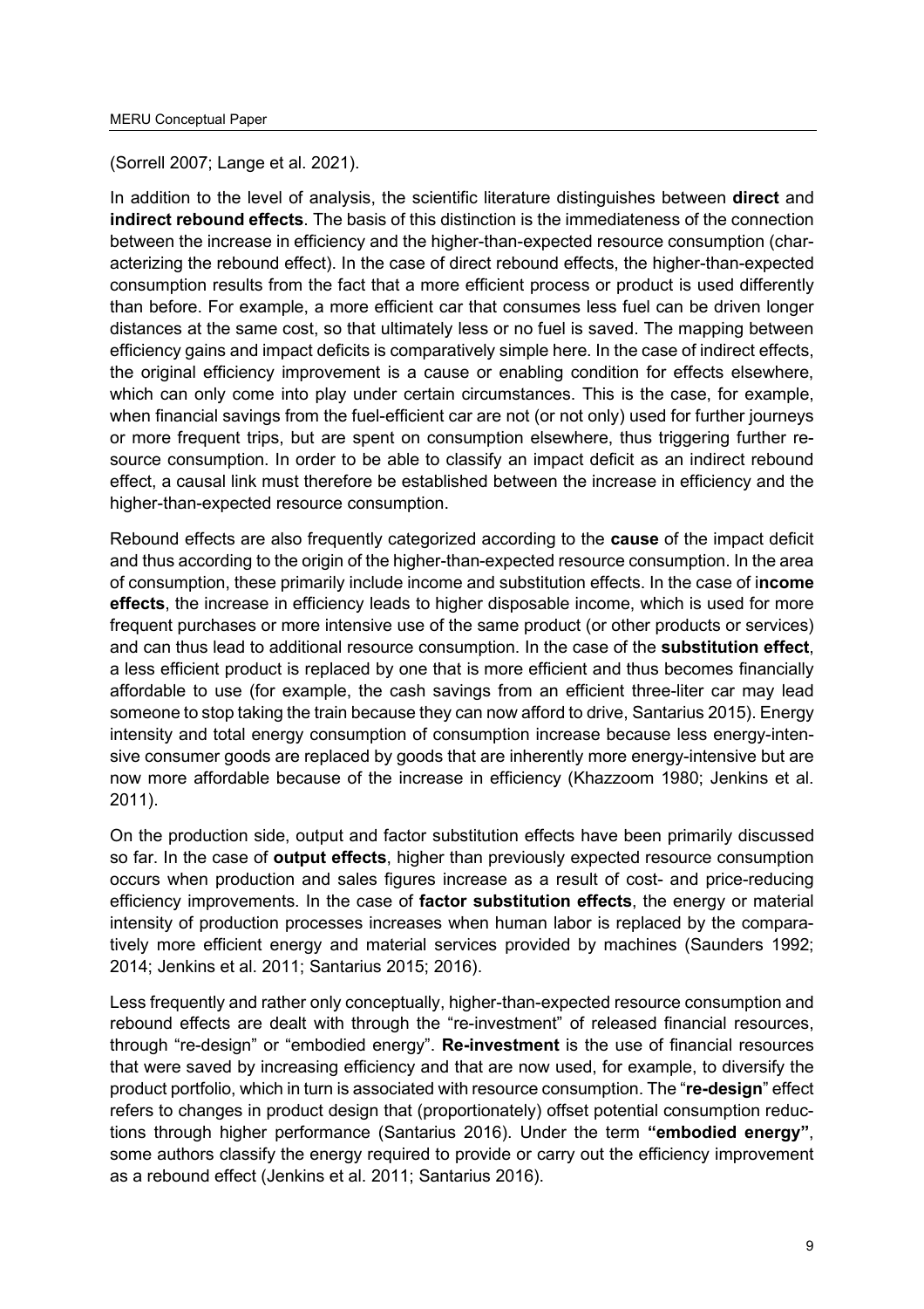(Sorrell 2007; Lange et al. 2021).

In addition to the level of analysis, the scientific literature distinguishes between **direct** and **indirect rebound effects**. The basis of this distinction is the immediateness of the connection between the increase in efficiency and the higher-than-expected resource consumption (characterizing the rebound effect). In the case of direct rebound effects, the higher-than-expected consumption results from the fact that a more efficient process or product is used differently than before. For example, a more efficient car that consumes less fuel can be driven longer distances at the same cost, so that ultimately less or no fuel is saved. The mapping between efficiency gains and impact deficits is comparatively simple here. In the case of indirect effects, the original efficiency improvement is a cause or enabling condition for effects elsewhere, which can only come into play under certain circumstances. This is the case, for example, when financial savings from the fuel-efficient car are not (or not only) used for further journeys or more frequent trips, but are spent on consumption elsewhere, thus triggering further resource consumption. In order to be able to classify an impact deficit as an indirect rebound effect, a causal link must therefore be established between the increase in efficiency and the higher-than-expected resource consumption.

Rebound effects are also frequently categorized according to the **cause** of the impact deficit and thus according to the origin of the higher-than-expected resource consumption. In the area of consumption, these primarily include income and substitution effects. In the case of i**ncome effects**, the increase in efficiency leads to higher disposable income, which is used for more frequent purchases or more intensive use of the same product (or other products or services) and can thus lead to additional resource consumption. In the case of the **substitution effect**, a less efficient product is replaced by one that is more efficient and thus becomes financially affordable to use (for example, the cash savings from an efficient three-liter car may lead someone to stop taking the train because they can now afford to drive, Santarius 2015). Energy intensity and total energy consumption of consumption increase because less energy-intensive consumer goods are replaced by goods that are inherently more energy-intensive but are now more affordable because of the increase in efficiency (Khazzoom 1980; Jenkins et al. 2011).

On the production side, output and factor substitution effects have been primarily discussed so far. In the case of **output effects**, higher than previously expected resource consumption occurs when production and sales figures increase as a result of cost- and price-reducing efficiency improvements. In the case of **factor substitution effects**, the energy or material intensity of production processes increases when human labor is replaced by the comparatively more efficient energy and material services provided by machines (Saunders 1992; 2014; Jenkins et al. 2011; Santarius 2015; 2016).

Less frequently and rather only conceptually, higher-than-expected resource consumption and rebound effects are dealt with through the "re-investment" of released financial resources, through "re-design" or "embodied energy". **Re-investment** is the use of financial resources that were saved by increasing efficiency and that are now used, for example, to diversify the product portfolio, which in turn is associated with resource consumption. The "**re-design**" effect refers to changes in product design that (proportionately) offset potential consumption reductions through higher performance (Santarius 2016). Under the term **"embodied energy"**, some authors classify the energy required to provide or carry out the efficiency improvement as a rebound effect (Jenkins et al. 2011; Santarius 2016).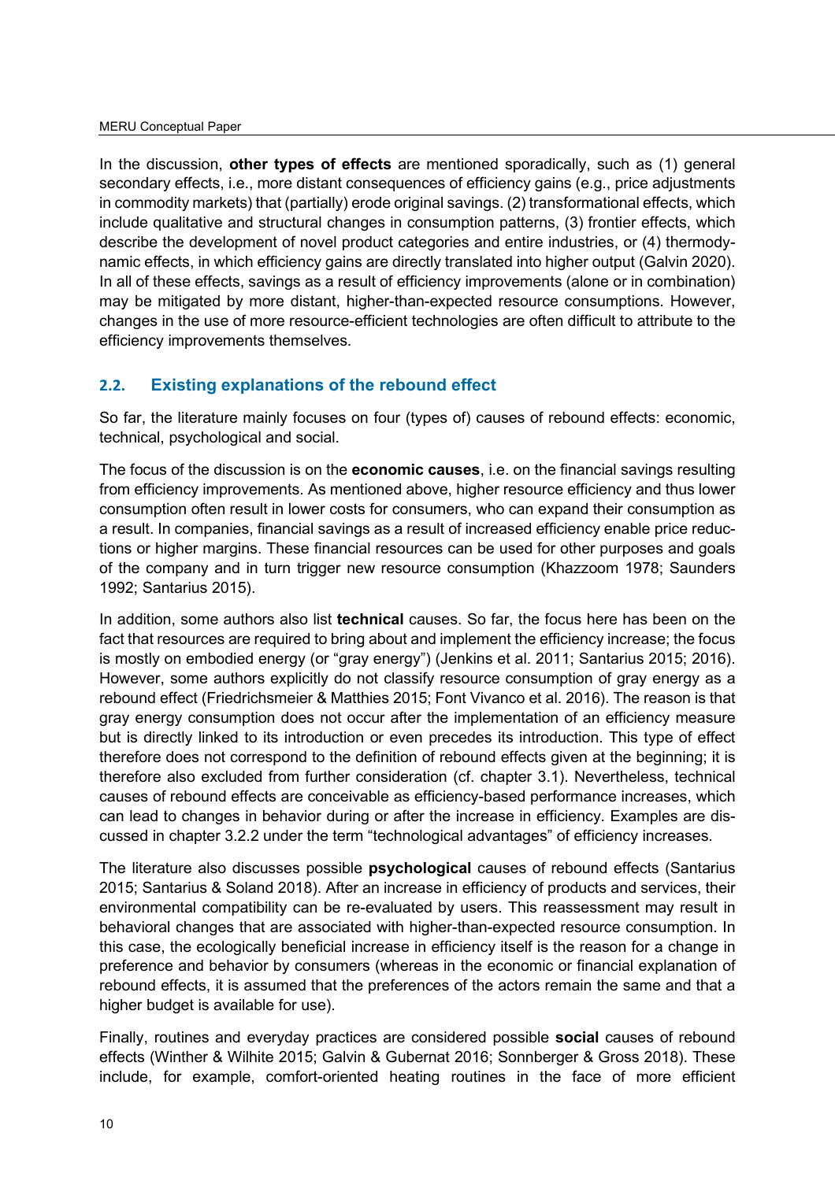In the discussion, **other types of effects** are mentioned sporadically, such as (1) general secondary effects, i.e., more distant consequences of efficiency gains (e.g., price adjustments in commodity markets) that (partially) erode original savings. (2) transformational effects, which include qualitative and structural changes in consumption patterns, (3) frontier effects, which describe the development of novel product categories and entire industries, or (4) thermodynamic effects, in which efficiency gains are directly translated into higher output (Galvin 2020). In all of these effects, savings as a result of efficiency improvements (alone or in combination) may be mitigated by more distant, higher-than-expected resource consumptions. However, changes in the use of more resource-efficient technologies are often difficult to attribute to the efficiency improvements themselves.

## 2.2. Existing explanations of the rebound effect

So far, the literature mainly focuses on four (types of) causes of rebound effects: economic, technical, psychological and social.

The focus of the discussion is on the **economic causes**, i.e. on the financial savings resulting from efficiency improvements. As mentioned above, higher resource efficiency and thus lower consumption often result in lower costs for consumers, who can expand their consumption as a result. In companies, financial savings as a result of increased efficiency enable price reductions or higher margins. These financial resources can be used for other purposes and goals of the company and in turn trigger new resource consumption (Khazzoom 1978; Saunders 1992; Santarius 2015).

In addition, some authors also list **technical** causes. So far, the focus here has been on the fact that resources are required to bring about and implement the efficiency increase; the focus is mostly on embodied energy (or "gray energy") (Jenkins et al. 2011; Santarius 2015; 2016). However, some authors explicitly do not classify resource consumption of gray energy as a rebound effect (Friedrichsmeier & Matthies 2015; Font Vivanco et al. 2016). The reason is that gray energy consumption does not occur after the implementation of an efficiency measure but is directly linked to its introduction or even precedes its introduction. This type of effect therefore does not correspond to the definition of rebound effects given at the beginning; it is therefore also excluded from further consideration (cf. chapter 3.1). Nevertheless, technical causes of rebound effects are conceivable as efficiency-based performance increases, which can lead to changes in behavior during or after the increase in efficiency. Examples are discussed in chapter 3.2.2 under the term "technological advantages" of efficiency increases.

The literature also discusses possible **psychological** causes of rebound effects (Santarius 2015; Santarius & Soland 2018). After an increase in efficiency of products and services, their environmental compatibility can be re-evaluated by users. This reassessment may result in behavioral changes that are associated with higher-than-expected resource consumption. In this case, the ecologically beneficial increase in efficiency itself is the reason for a change in preference and behavior by consumers (whereas in the economic or financial explanation of rebound effects, it is assumed that the preferences of the actors remain the same and that a higher budget is available for use).

Finally, routines and everyday practices are considered possible **social** causes of rebound effects (Winther & Wilhite 2015; Galvin & Gubernat 2016; Sonnberger & Gross 2018). These include, for example, comfort-oriented heating routines in the face of more efficient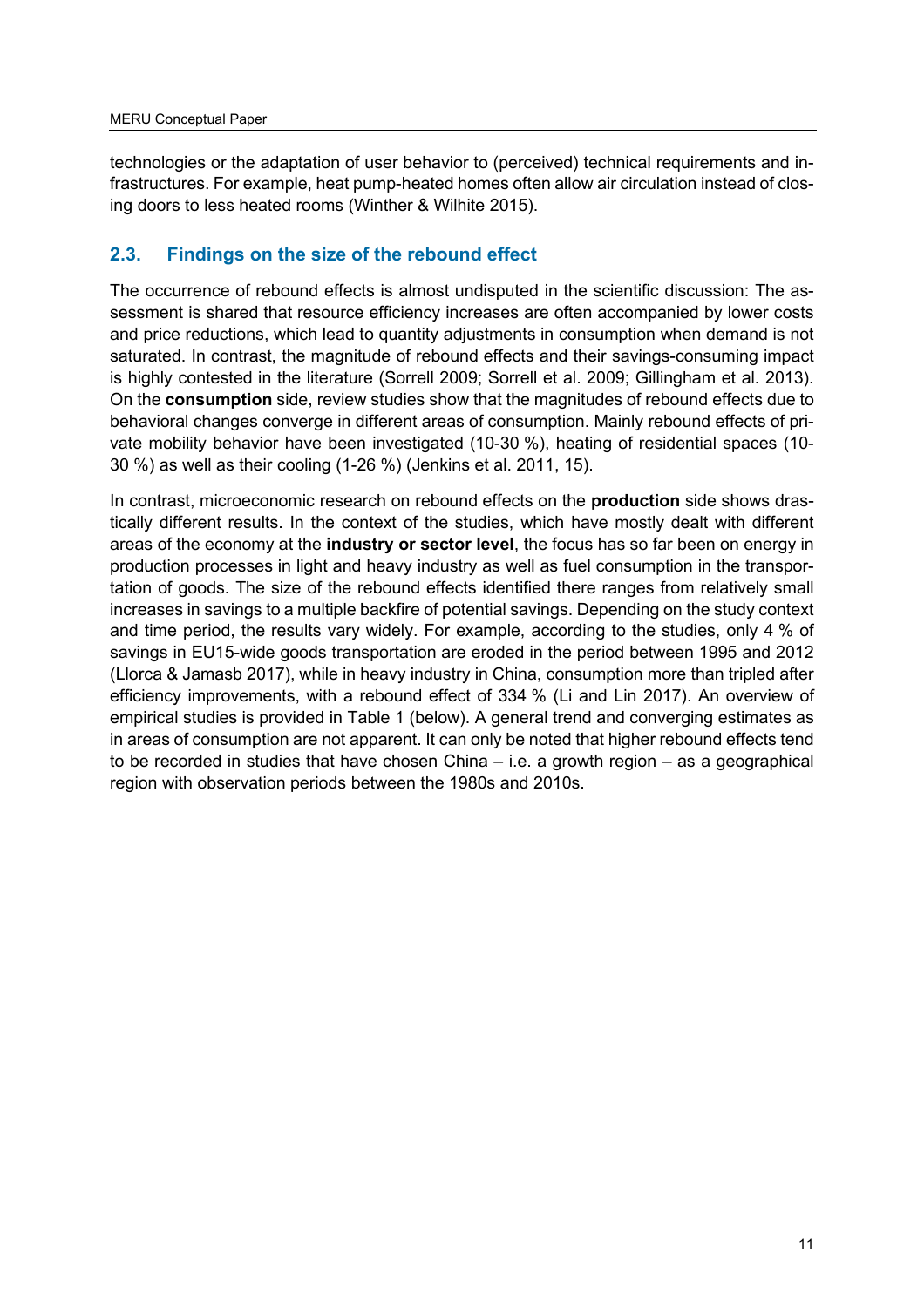technologies or the adaptation of user behavior to (perceived) technical requirements and infrastructures. For example, heat pump-heated homes often allow air circulation instead of closing doors to less heated rooms (Winther & Wilhite 2015).

## 2.3. Findings on the size of the rebound effect

The occurrence of rebound effects is almost undisputed in the scientific discussion: The assessment is shared that resource efficiency increases are often accompanied by lower costs and price reductions, which lead to quantity adjustments in consumption when demand is not saturated. In contrast, the magnitude of rebound effects and their savings-consuming impact is highly contested in the literature (Sorrell 2009; Sorrell et al. 2009; Gillingham et al. 2013). On the **consumption** side, review studies show that the magnitudes of rebound effects due to behavioral changes converge in different areas of consumption. Mainly rebound effects of private mobility behavior have been investigated (10-30 %), heating of residential spaces (10-30 %) as well as their cooling (1-26 %) (Jenkins et al. 2011, 15).

In contrast, microeconomic research on rebound effects on the **production** side shows drastically different results. In the context of the studies, which have mostly dealt with different areas of the economy at the **industry or sector level**, the focus has so far been on energy in production processes in light and heavy industry as well as fuel consumption in the transportation of goods. The size of the rebound effects identified there ranges from relatively small increases in savings to a multiple backfire of potential savings. Depending on the study context and time period, the results vary widely. For example, according to the studies, only 4 % of savings in EU15-wide goods transportation are eroded in the period between 1995 and 2012 (Llorca & Jamasb 2017), while in heavy industry in China, consumption more than tripled after efficiency improvements, with a rebound effect of 334 % (Li and Lin 2017). An overview of empirical studies is provided in Table 1 (below). A general trend and converging estimates as in areas of consumption are not apparent. It can only be noted that higher rebound effects tend to be recorded in studies that have chosen China – i.e. a growth region – as a geographical region with observation periods between the 1980s and 2010s.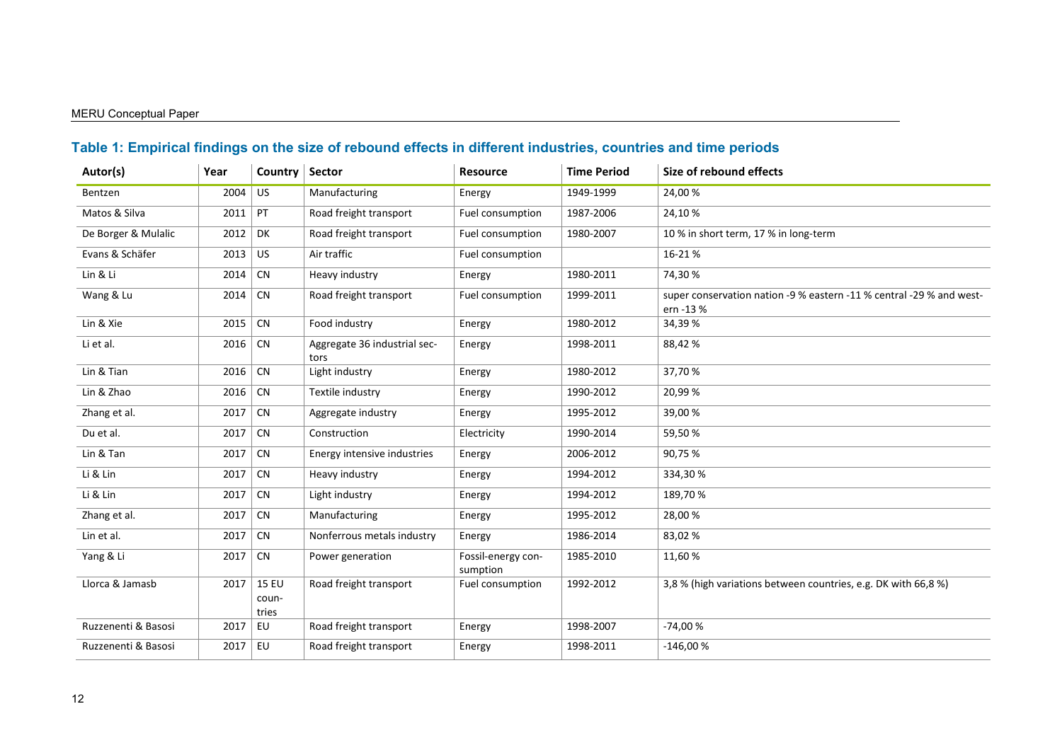**Table 1: Empirical findings on the size of rebound effects in different industries, countries and time periods**

| Autor(s) | Year | Country | Sector | Resource | Time Period | Size of rebound effects |
|---|---|---|---|---|---|---|
| Bentzen | 2004 | US | Manufacturing | Energy | 1949-1999 | 24,00 % |
| Matos & Silva | 2011 | PT | Road freight transport | Fuel consumption | 1987-2006 | 24,10 % |
| De Borger & Mulalic | 2012 | DK | Road freight transport | Fuel consumption | 1980-2007 | 10 % in short term, 17 % in long-term |
| Evans & Schäfer | 2013 | US | Air traffic | Fuel consumption | | 16-21 % |
| Lin & Li | 2014 | CN | Heavy industry | Energy | 1980-2011 | 74,30 % |
| Wang & Lu | 2014 | CN | Road freight transport | Fuel consumption | 1999-2011 | super conservation nation -9 % eastern -11 % central -29 % and western -13 % |
| Lin & Xie | 2015 | CN | Food industry | Energy | 1980-2012 | 34,39 % |
| Li et al. | 2016 | CN | Aggregate 36 industrial sectors | Energy | 1998-2011 | 88,42 % |
| Lin & Tian | 2016 | CN | Light industry | Energy | 1980-2012 | 37,70 % |
| Lin & Zhao | 2016 | CN | Textile industry | Energy | 1990-2012 | 20,99 % |
| Zhang et al. | 2017 | CN | Aggregate industry | Energy | 1995-2012 | 39,00 % |
| Du et al. | 2017 | CN | Construction | Electricity | 1990-2014 | 59,50 % |
| Lin & Tan | 2017 | CN | Energy intensive industries | Energy | 2006-2012 | 90,75 % |
| Li & Lin | 2017 | CN | Heavy industry | Energy | 1994-2012 | 334,30 % |
| Li & Lin | 2017 | CN | Light industry | Energy | 1994-2012 | 189,70 % |
| Zhang et al. | 2017 | CN | Manufacturing | Energy | 1995-2012 | 28,00 % |
| Lin et al. | 2017 | CN | Nonferrous metals industry | Energy | 1986-2014 | 83,02 % |
| Yang & Li | 2017 | CN | Power generation | Fossil-energy consumption | 1985-2010 | 11,60 % |
| Llorca & Jamasb | 2017 | 15 EU countries | Road freight transport | Fuel consumption | 1992-2012 | 3,8 % (high variations between countries, e.g. DK with 66,8 %) |
| Ruzzenenti & Basosi | 2017 | EU | Road freight transport | Energy | 1998-2007 | -74,00 % |
| Ruzzenenti & Basosi | 2017 | EU | Road freight transport | Energy | 1998-2011 | -146,00 % |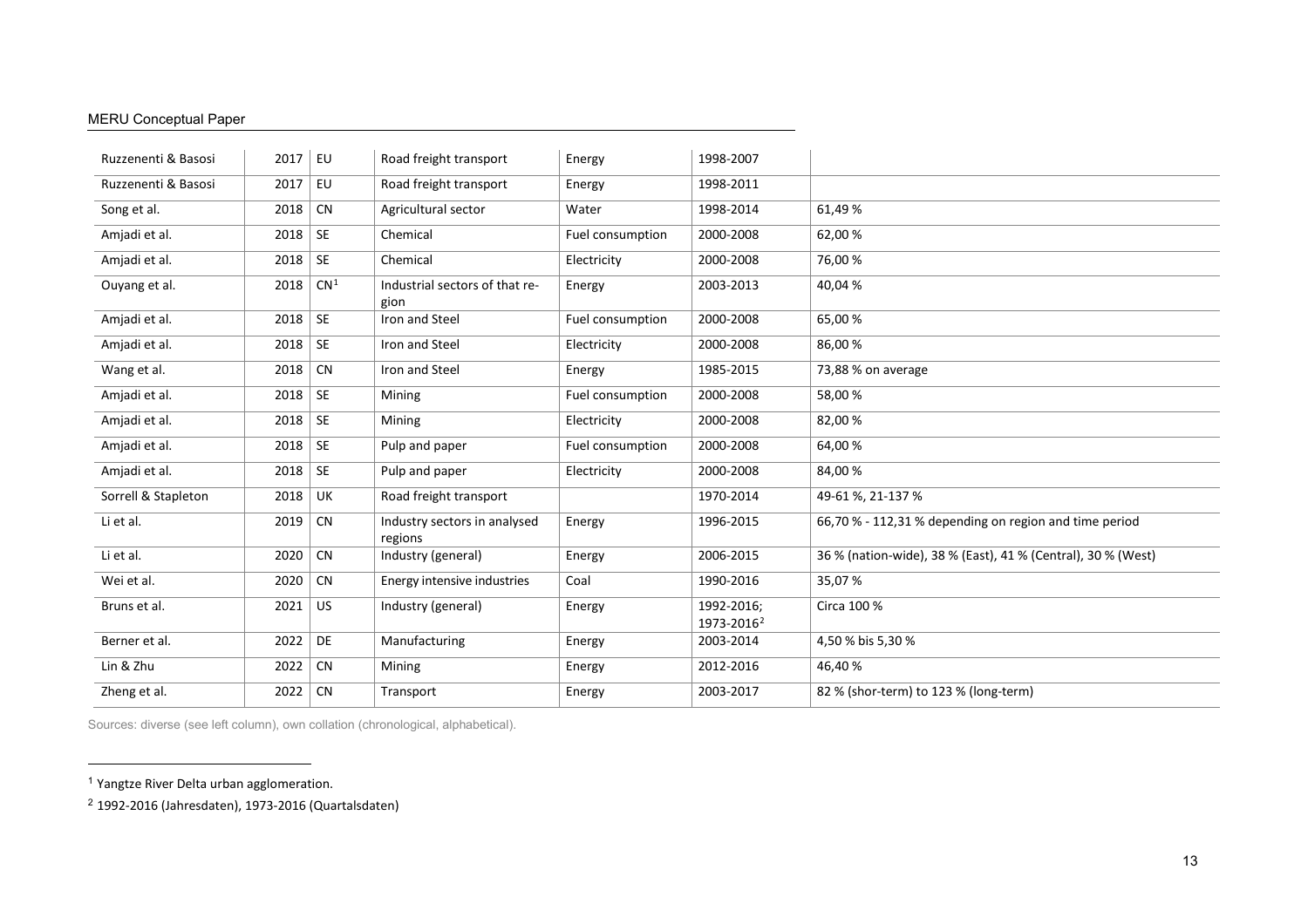| | | | | | | |
|---|---|---|---|---|---|---|
| Ruzzenenti & Basosi | 2017 | EU | Road freight transport | Energy | 1998-2007 | |
| Ruzzenenti & Basosi | 2017 | EU | Road freight transport | Energy | 1998-2011 | |
| Song et al. | 2018 | CN | Agricultural sector | Water | 1998-2014 | 61,49 % |
| Amjadi et al. | 2018 | SE | Chemical | Fuel consumption | 2000-2008 | 62,00 % |
| Amjadi et al. | 2018 | SE | Chemical | Electricity | 2000-2008 | 76,00 % |
| Ouyang et al. | 2018 | CN[1] | Industrial sectors of that region | Energy | 2003-2013 | 40,04 % |
| Amjadi et al. | 2018 | SE | Iron and Steel | Fuel consumption | 2000-2008 | 65,00 % |
| Amjadi et al. | 2018 | SE | Iron and Steel | Electricity | 2000-2008 | 86,00 % |
| Wang et al. | 2018 | CN | Iron and Steel | Energy | 1985-2015 | 73,88 % on average |
| Amjadi et al. | 2018 | SE | Mining | Fuel consumption | 2000-2008 | 58,00 % |
| Amjadi et al. | 2018 | SE | Mining | Electricity | 2000-2008 | 82,00 % |
| Amjadi et al. | 2018 | SE | Pulp and paper | Fuel consumption | 2000-2008 | 64,00 % |
| Amjadi et al. | 2018 | SE | Pulp and paper | Electricity | 2000-2008 | 84,00 % |
| Sorrell & Stapleton | 2018 | UK | Road freight transport | | 1970-2014 | 49-61 %, 21-137 % |
| Li et al. | 2019 | CN | Industry sectors in analysed regions | Energy | 1996-2015 | 66,70 % - 112,31 % depending on region and time period |
| Li et al. | 2020 | CN | Industry (general) | Energy | 2006-2015 | 36 % (nation-wide), 38 % (East), 41 % (Central), 30 % (West) |
| Wei et al. | 2020 | CN | Energy intensive industries | Coal | 1990-2016 | 35,07 % |
| Bruns et al. | 2021 | US | Industry (general) | Energy | 1992-2016; 1973-2016[2] | Circa 100 % |
| Berner et al. | 2022 | DE | Manufacturing | Energy | 2003-2014 | 4,50 % bis 5,30 % |
| Lin & Zhu | 2022 | CN | Mining | Energy | 2012-2016 | 46,40 % |
| Zheng et al. | 2022 | CN | Transport | Energy | 2003-2017 | 82 % (shor-term) to 123 % (long-term) |

Sources: diverse (see left column), own collation (chronological, alphabetical).

[1] Yangtze River Delta urban agglomeration.

[2] 1992-2016 (Jahresdaten), 1973-2016 (Quartalsdaten)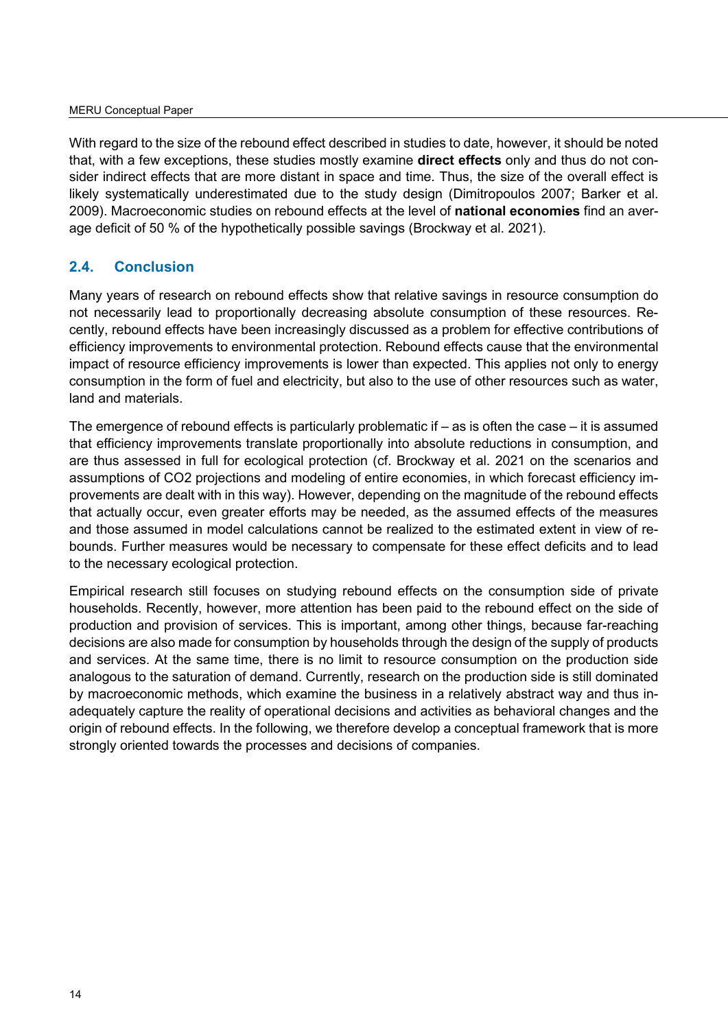With regard to the size of the rebound effect described in studies to date, however, it should be noted that, with a few exceptions, these studies mostly examine **direct effects** only and thus do not consider indirect effects that are more distant in space and time. Thus, the size of the overall effect is likely systematically underestimated due to the study design (Dimitropoulos 2007; Barker et al. 2009). Macroeconomic studies on rebound effects at the level of **national economies** find an average deficit of 50 % of the hypothetically possible savings (Brockway et al. 2021).

## 2.4. Conclusion

Many years of research on rebound effects show that relative savings in resource consumption do not necessarily lead to proportionally decreasing absolute consumption of these resources. Recently, rebound effects have been increasingly discussed as a problem for effective contributions of efficiency improvements to environmental protection. Rebound effects cause that the environmental impact of resource efficiency improvements is lower than expected. This applies not only to energy consumption in the form of fuel and electricity, but also to the use of other resources such as water, land and materials.

The emergence of rebound effects is particularly problematic if – as is often the case – it is assumed that efficiency improvements translate proportionally into absolute reductions in consumption, and are thus assessed in full for ecological protection (cf. Brockway et al. 2021 on the scenarios and assumptions of $CO_2$ projections and modeling of entire economies, in which forecast efficiency improvements are dealt with in this way). However, depending on the magnitude of the rebound effects that actually occur, even greater efforts may be needed, as the assumed effects of the measures and those assumed in model calculations cannot be realized to the estimated extent in view of rebounds. Further measures would be necessary to compensate for these effect deficits and to lead to the necessary ecological protection.

Empirical research still focuses on studying rebound effects on the consumption side of private households. Recently, however, more attention has been paid to the rebound effect on the side of production and provision of services. This is important, among other things, because far-reaching decisions are also made for consumption by households through the design of the supply of products and services. At the same time, there is no limit to resource consumption on the production side analogous to the saturation of demand. Currently, research on the production side is still dominated by macroeconomic methods, which examine the business in a relatively abstract way and thus inadequately capture the reality of operational decisions and activities as behavioral changes and the origin of rebound effects. In the following, we therefore develop a conceptual framework that is more strongly oriented towards the processes and decisions of companies.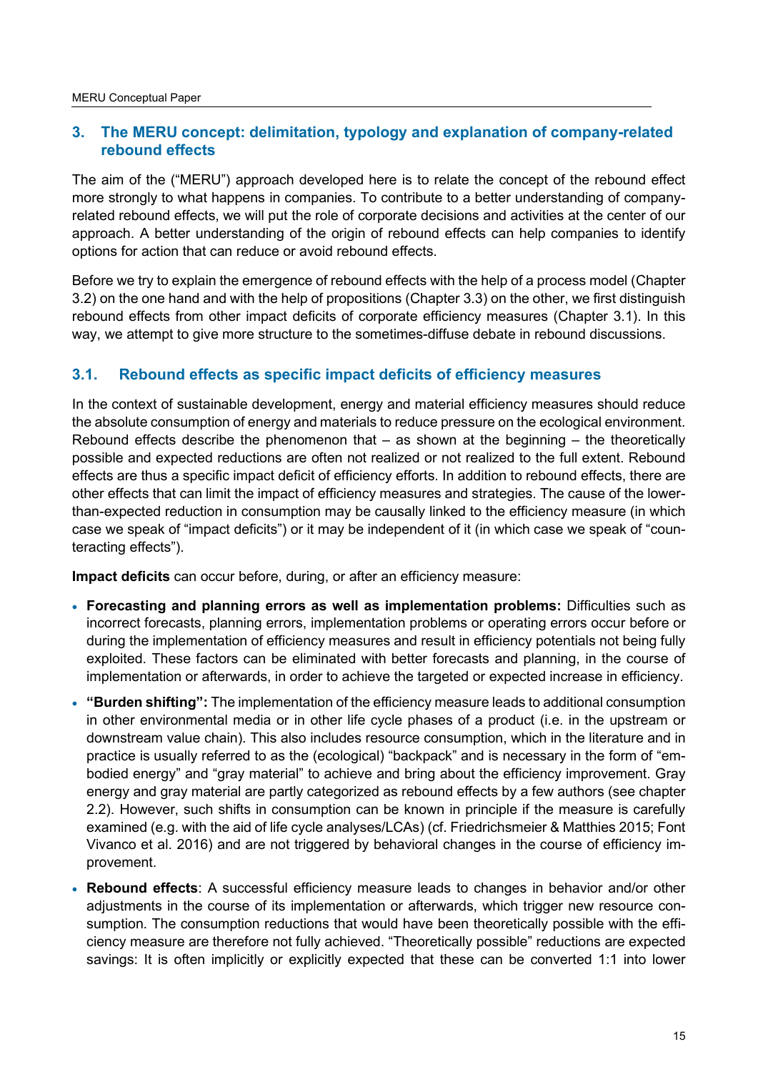## 3. The MERU concept: delimitation, typology and explanation of company-related rebound effects

The aim of the ("MERU") approach developed here is to relate the concept of the rebound effect more strongly to what happens in companies. To contribute to a better understanding of company-related rebound effects, we will put the role of corporate decisions and activities at the center of our approach. A better understanding of the origin of rebound effects can help companies to identify options for action that can reduce or avoid rebound effects.

Before we try to explain the emergence of rebound effects with the help of a process model (Chapter 3.2) on the one hand and with the help of propositions (Chapter 3.3) on the other, we first distinguish rebound effects from other impact deficits of corporate efficiency measures (Chapter 3.1). In this way, we attempt to give more structure to the sometimes-diffuse debate in rebound discussions.

### 3.1. Rebound effects as specific impact deficits of efficiency measures

In the context of sustainable development, energy and material efficiency measures should reduce the absolute consumption of energy and materials to reduce pressure on the ecological environment. Rebound effects describe the phenomenon that – as shown at the beginning – the theoretically possible and expected reductions are often not realized or not realized to the full extent. Rebound effects are thus a specific impact deficit of efficiency efforts. In addition to rebound effects, there are other effects that can limit the impact of efficiency measures and strategies. The cause of the lower-than-expected reduction in consumption may be causally linked to the efficiency measure (in which case we speak of "impact deficits") or it may be independent of it (in which case we speak of "counteracting effects").

**Impact deficits** can occur before, during, or after an efficiency measure:

- **Forecasting and planning errors as well as implementation problems:** Difficulties such as incorrect forecasts, planning errors, implementation problems or operating errors occur before or during the implementation of efficiency measures and result in efficiency potentials not being fully exploited. These factors can be eliminated with better forecasts and planning, in the course of implementation or afterwards, in order to achieve the targeted or expected increase in efficiency.
- **"Burden shifting":** The implementation of the efficiency measure leads to additional consumption in other environmental media or in other life cycle phases of a product (i.e. in the upstream or downstream value chain). This also includes resource consumption, which in the literature and in practice is usually referred to as the (ecological) "backpack" and is necessary in the form of "embodied energy" and "gray material" to achieve and bring about the efficiency improvement. Gray energy and gray material are partly categorized as rebound effects by a few authors (see chapter 2.2). However, such shifts in consumption can be known in principle if the measure is carefully examined (e.g. with the aid of life cycle analyses/LCAs) (cf. Friedrichsmeier & Matthies 2015; Font Vivanco et al. 2016) and are not triggered by behavioral changes in the course of efficiency improvement.
- **Rebound effects**: A successful efficiency measure leads to changes in behavior and/or other adjustments in the course of its implementation or afterwards, which trigger new resource consumption. The consumption reductions that would have been theoretically possible with the efficiency measure are therefore not fully achieved. "Theoretically possible" reductions are expected savings: It is often implicitly or explicitly expected that these can be converted 1:1 into lower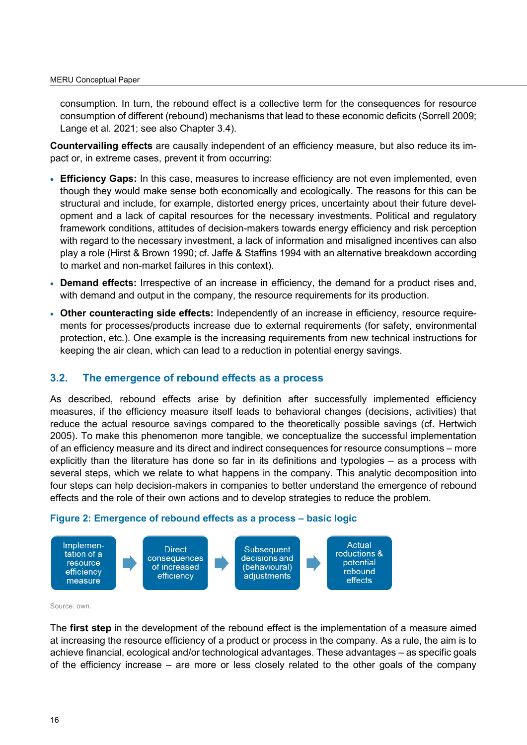consumption. In turn, the rebound effect is a collective term for the consequences for resource consumption of different (rebound) mechanisms that lead to these economic deficits (Sorrell 2009; Lange et al. 2021; see also Chapter 3.4).

**Countervailing effects** are causally independent of an efficiency measure, but also reduce its impact or, in extreme cases, prevent it from occurring:

- **Efficiency Gaps:** In this case, measures to increase efficiency are not even implemented, even though they would make sense both economically and ecologically. The reasons for this can be structural and include, for example, distorted energy prices, uncertainty about their future development and a lack of capital resources for the necessary investments. Political and regulatory framework conditions, attitudes of decision-makers towards energy efficiency and risk perception with regard to the necessary investment, a lack of information and misaligned incentives can also play a role (Hirst & Brown 1990; cf. Jaffe & Staffins 1994 with an alternative breakdown according to market and non-market failures in this context).
- **Demand effects:** Irrespective of an increase in efficiency, the demand for a product rises and, with demand and output in the company, the resource requirements for its production.
- **Other counteracting side effects:** Independently of an increase in efficiency, resource requirements for processes/products increase due to external requirements (for safety, environmental protection, etc.). One example is the increasing requirements from new technical instructions for keeping the air clean, which can lead to a reduction in potential energy savings.

## 3.2. The emergence of rebound effects as a process

As described, rebound effects arise by definition after successfully implemented efficiency measures, if the efficiency measure itself leads to behavioral changes (decisions, activities) that reduce the actual resource savings compared to the theoretically possible savings (cf. Hertwich 2005). To make this phenomenon more tangible, we conceptualize the successful implementation of an efficiency measure and its direct and indirect consequences for resource consumptions – more explicitly than the literature has done so far in its definitions and typologies – as a process with several steps, which we relate to what happens in the company. This analytic decomposition into four steps can help decision-makers in companies to better understand the emergence of rebound effects and the role of their own actions and to develop strategies to reduce the problem.

**Figure 2: Emergence of rebound effects as a process – basic logic**

Implementation of a resource efficiency measure → Direct consequences of increased efficiency → Subsequent decisions and (behavioural) adjustments → Actual reductions & potential rebound effects

Source: own.

The **first step** in the development of the rebound effect is the implementation of a measure aimed at increasing the resource efficiency of a product or process in the company. As a rule, the aim is to achieve financial, ecological and/or technological advantages. These advantages – as specific goals of the efficiency increase – are more or less closely related to the other goals of the company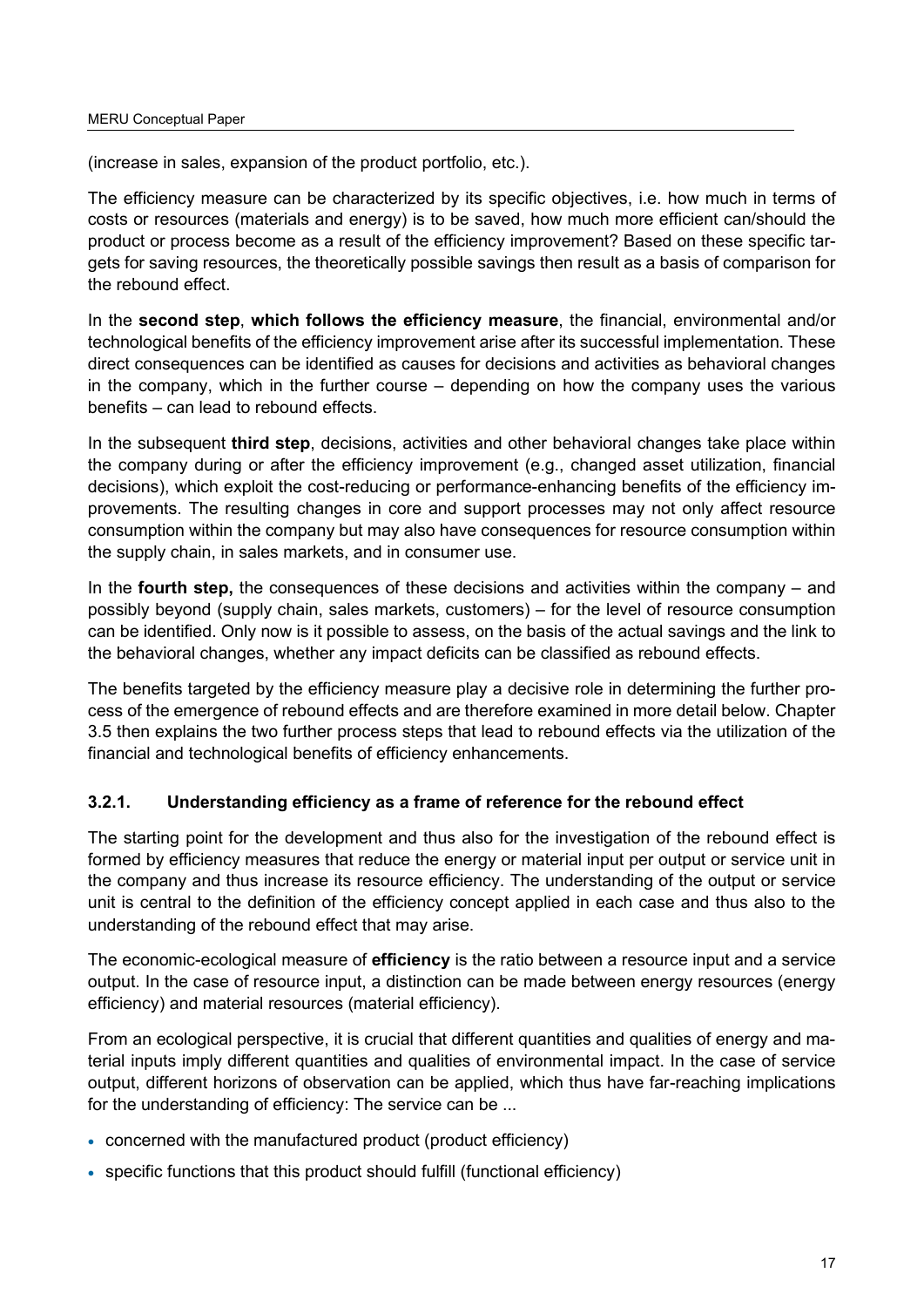(increase in sales, expansion of the product portfolio, etc.).

The efficiency measure can be characterized by its specific objectives, i.e. how much in terms of costs or resources (materials and energy) is to be saved, how much more efficient can/should the product or process become as a result of the efficiency improvement? Based on these specific targets for saving resources, the theoretically possible savings then result as a basis of comparison for the rebound effect.

In the **second step**, **which follows the efficiency measure**, the financial, environmental and/or technological benefits of the efficiency improvement arise after its successful implementation. These direct consequences can be identified as causes for decisions and activities as behavioral changes in the company, which in the further course – depending on how the company uses the various benefits – can lead to rebound effects.

In the subsequent **third step**, decisions, activities and other behavioral changes take place within the company during or after the efficiency improvement (e.g., changed asset utilization, financial decisions), which exploit the cost-reducing or performance-enhancing benefits of the efficiency improvements. The resulting changes in core and support processes may not only affect resource consumption within the company but may also have consequences for resource consumption within the supply chain, in sales markets, and in consumer use.

In the **fourth step,** the consequences of these decisions and activities within the company – and possibly beyond (supply chain, sales markets, customers) – for the level of resource consumption can be identified. Only now is it possible to assess, on the basis of the actual savings and the link to the behavioral changes, whether any impact deficits can be classified as rebound effects.

The benefits targeted by the efficiency measure play a decisive role in determining the further process of the emergence of rebound effects and are therefore examined in more detail below. Chapter 3.5 then explains the two further process steps that lead to rebound effects via the utilization of the financial and technological benefits of efficiency enhancements.

### 3.2.1. Understanding efficiency as a frame of reference for the rebound effect

The starting point for the development and thus also for the investigation of the rebound effect is formed by efficiency measures that reduce the energy or material input per output or service unit in the company and thus increase its resource efficiency. The understanding of the output or service unit is central to the definition of the efficiency concept applied in each case and thus also to the understanding of the rebound effect that may arise.

The economic-ecological measure of **efficiency** is the ratio between a resource input and a service output. In the case of resource input, a distinction can be made between energy resources (energy efficiency) and material resources (material efficiency).

From an ecological perspective, it is crucial that different quantities and qualities of energy and material inputs imply different quantities and qualities of environmental impact. In the case of service output, different horizons of observation can be applied, which thus have far-reaching implications for the understanding of efficiency: The service can be ...

- concerned with the manufactured product (product efficiency)
- specific functions that this product should fulfill (functional efficiency)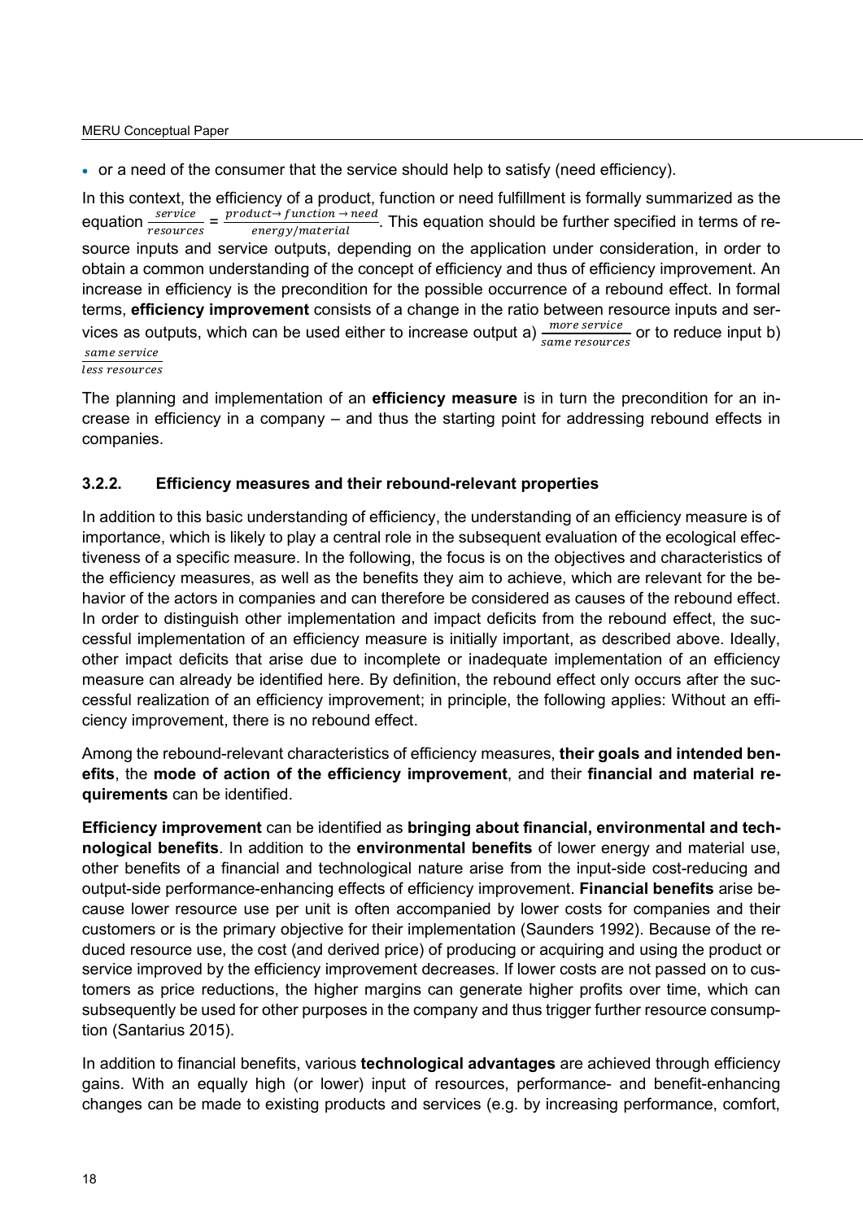- or a need of the consumer that the service should help to satisfy (need efficiency).

In this context, the efficiency of a product, function or need fulfillment is formally summarized as the equation $\frac{service}{resources} = \frac{product \rightarrow function \rightarrow need}{energy/material}$. This equation should be further specified in terms of resource inputs and service outputs, depending on the application under consideration, in order to obtain a common understanding of the concept of efficiency and thus of efficiency improvement. An increase in efficiency is the precondition for the possible occurrence of a rebound effect. In formal terms, **efficiency improvement** consists of a change in the ratio between resource inputs and services as outputs, which can be used either to increase output a) $\frac{more\ service}{same\ resources}$ or to reduce input b) $\frac{same\ service}{less\ resources}$

The planning and implementation of an **efficiency measure** is in turn the precondition for an increase in efficiency in a company – and thus the starting point for addressing rebound effects in companies.

### 3.2.2. Efficiency measures and their rebound-relevant properties

In addition to this basic understanding of efficiency, the understanding of an efficiency measure is of importance, which is likely to play a central role in the subsequent evaluation of the ecological effectiveness of a specific measure. In the following, the focus is on the objectives and characteristics of the efficiency measures, as well as the benefits they aim to achieve, which are relevant for the behavior of the actors in companies and can therefore be considered as causes of the rebound effect. In order to distinguish other implementation and impact deficits from the rebound effect, the successful implementation of an efficiency measure is initially important, as described above. Ideally, other impact deficits that arise due to incomplete or inadequate implementation of an efficiency measure can already be identified here. By definition, the rebound effect only occurs after the successful realization of an efficiency improvement; in principle, the following applies: Without an efficiency improvement, there is no rebound effect.

Among the rebound-relevant characteristics of efficiency measures, **their goals and intended benefits**, the **mode of action of the efficiency improvement**, and their **financial and material requirements** can be identified.

**Efficiency improvement** can be identified as **bringing about financial, environmental and technological benefits**. In addition to the **environmental benefits** of lower energy and material use, other benefits of a financial and technological nature arise from the input-side cost-reducing and output-side performance-enhancing effects of efficiency improvement. **Financial benefits** arise because lower resource use per unit is often accompanied by lower costs for companies and their customers or is the primary objective for their implementation (Saunders 1992). Because of the reduced resource use, the cost (and derived price) of producing or acquiring and using the product or service improved by the efficiency improvement decreases. If lower costs are not passed on to customers as price reductions, the higher margins can generate higher profits over time, which can subsequently be used for other purposes in the company and thus trigger further resource consumption (Santarius 2015).

In addition to financial benefits, various **technological advantages** are achieved through efficiency gains. With an equally high (or lower) input of resources, performance- and benefit-enhancing changes can be made to existing products and services (e.g. by increasing performance, comfort,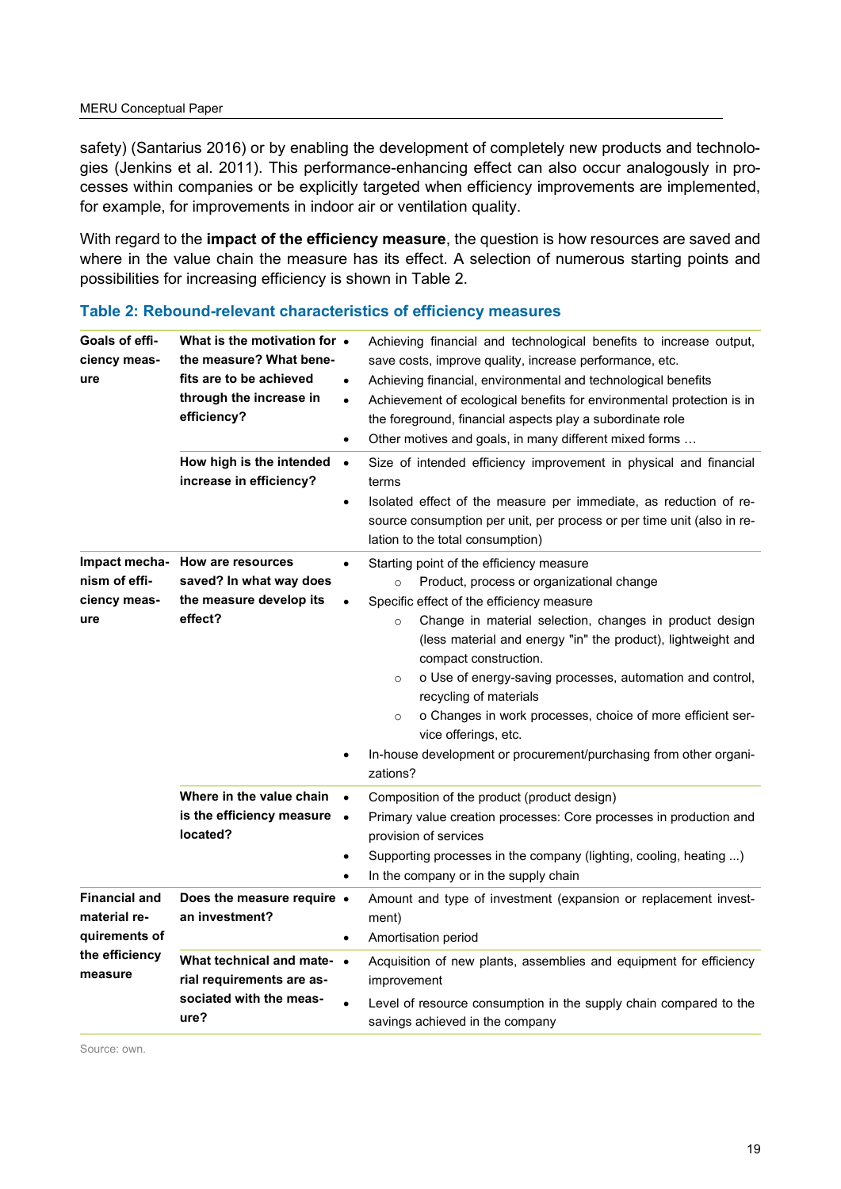safety) (Santarius 2016) or by enabling the development of completely new products and technologies (Jenkins et al. 2011). This performance-enhancing effect can also occur analogously in processes within companies or be explicitly targeted when efficiency improvements are implemented, for example, for improvements in indoor air or ventilation quality.

With regard to the **impact of the efficiency measure**, the question is how resources are saved and where in the value chain the measure has its effect. A selection of numerous starting points and possibilities for increasing efficiency is shown in Table 2.

### Table 2: Rebound-relevant characteristics of efficiency measures

| | | |
|---|---|---|
| **Goals of efficiency measure** | **What is the motivation for the measure? What benefits are to be achieved through the increase in efficiency?** | • Achieving financial and technological benefits to increase output, save costs, improve quality, increase performance, etc.<br>• Achieving financial, environmental and technological benefits<br>• Achievement of ecological benefits for environmental protection is in the foreground, financial aspects play a subordinate role<br>• Other motives and goals, in many different mixed forms … |
| | **How high is the intended increase in efficiency?** | • Size of intended efficiency improvement in physical and financial terms<br>• Isolated effect of the measure per immediate, as reduction of resource consumption per unit, per process or per time unit (also in relation to the total consumption) |
| **Impact mechanism of efficiency measure** | **How are resources saved? In what way does the measure develop its effect?** | • Starting point of the efficiency measure<br>  ○ Product, process or organizational change<br>• Specific effect of the efficiency measure<br>  ○ Change in material selection, changes in product design (less material and energy "in" the product), lightweight and compact construction.<br>  ○ o Use of energy-saving processes, automation and control, recycling of materials<br>  ○ o Changes in work processes, choice of more efficient service offerings, etc.<br>• In-house development or procurement/purchasing from other organizations? |
| | **Where in the value chain is the efficiency measure located?** | • Composition of the product (product design)<br>• Primary value creation processes: Core processes in production and provision of services<br>• Supporting processes in the company (lighting, cooling, heating ...)<br>• In the company or in the supply chain |
| **Financial and material requirements of the efficiency measure** | **Does the measure require an investment?** | • Amount and type of investment (expansion or replacement investment)<br>• Amortisation period |
| | **What technical and material requirements are associated with the measure?** | • Acquisition of new plants, assemblies and equipment for efficiency improvement<br>• Level of resource consumption in the supply chain compared to the savings achieved in the company |

Source: own.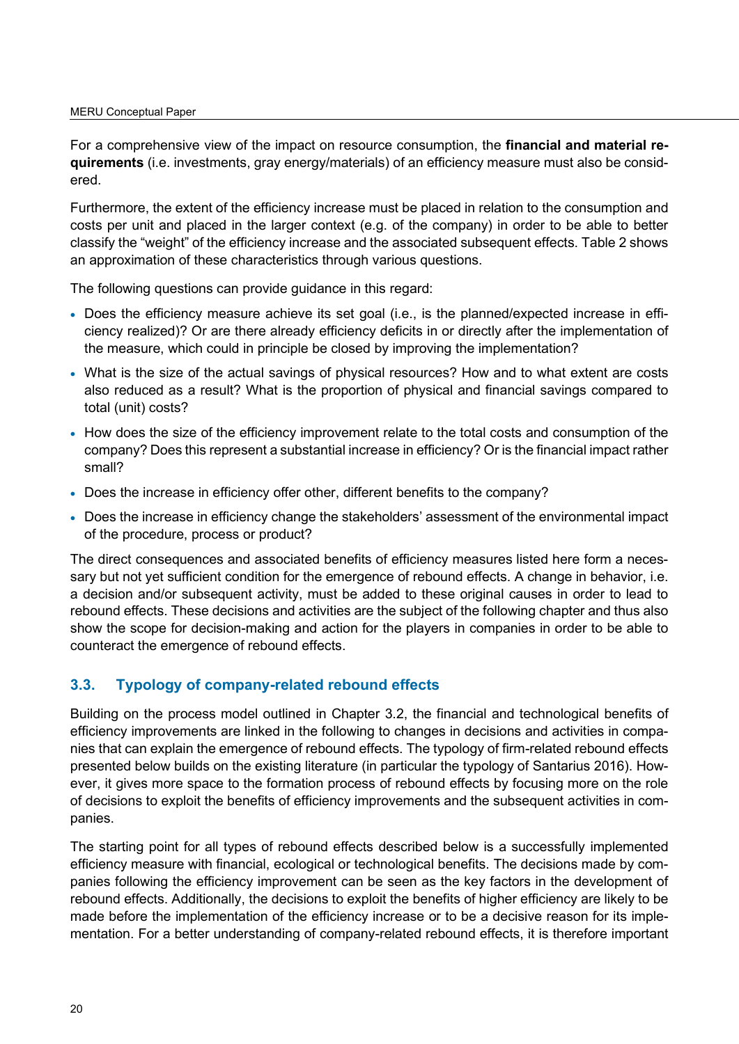For a comprehensive view of the impact on resource consumption, the **financial and material requirements** (i.e. investments, gray energy/materials) of an efficiency measure must also be considered.

Furthermore, the extent of the efficiency increase must be placed in relation to the consumption and costs per unit and placed in the larger context (e.g. of the company) in order to be able to better classify the "weight" of the efficiency increase and the associated subsequent effects. Table 2 shows an approximation of these characteristics through various questions.

The following questions can provide guidance in this regard:

- Does the efficiency measure achieve its set goal (i.e., is the planned/expected increase in efficiency realized)? Or are there already efficiency deficits in or directly after the implementation of the measure, which could in principle be closed by improving the implementation?
- What is the size of the actual savings of physical resources? How and to what extent are costs also reduced as a result? What is the proportion of physical and financial savings compared to total (unit) costs?
- How does the size of the efficiency improvement relate to the total costs and consumption of the company? Does this represent a substantial increase in efficiency? Or is the financial impact rather small?
- Does the increase in efficiency offer other, different benefits to the company?
- Does the increase in efficiency change the stakeholders' assessment of the environmental impact of the procedure, process or product?

The direct consequences and associated benefits of efficiency measures listed here form a necessary but not yet sufficient condition for the emergence of rebound effects. A change in behavior, i.e. a decision and/or subsequent activity, must be added to these original causes in order to lead to rebound effects. These decisions and activities are the subject of the following chapter and thus also show the scope for decision-making and action for the players in companies in order to be able to counteract the emergence of rebound effects.

## 3.3. Typology of company-related rebound effects

Building on the process model outlined in Chapter 3.2, the financial and technological benefits of efficiency improvements are linked in the following to changes in decisions and activities in companies that can explain the emergence of rebound effects. The typology of firm-related rebound effects presented below builds on the existing literature (in particular the typology of Santarius 2016). However, it gives more space to the formation process of rebound effects by focusing more on the role of decisions to exploit the benefits of efficiency improvements and the subsequent activities in companies.

The starting point for all types of rebound effects described below is a successfully implemented efficiency measure with financial, ecological or technological benefits. The decisions made by companies following the efficiency improvement can be seen as the key factors in the development of rebound effects. Additionally, the decisions to exploit the benefits of higher efficiency are likely to be made before the implementation of the efficiency increase or to be a decisive reason for its implementation. For a better understanding of company-related rebound effects, it is therefore important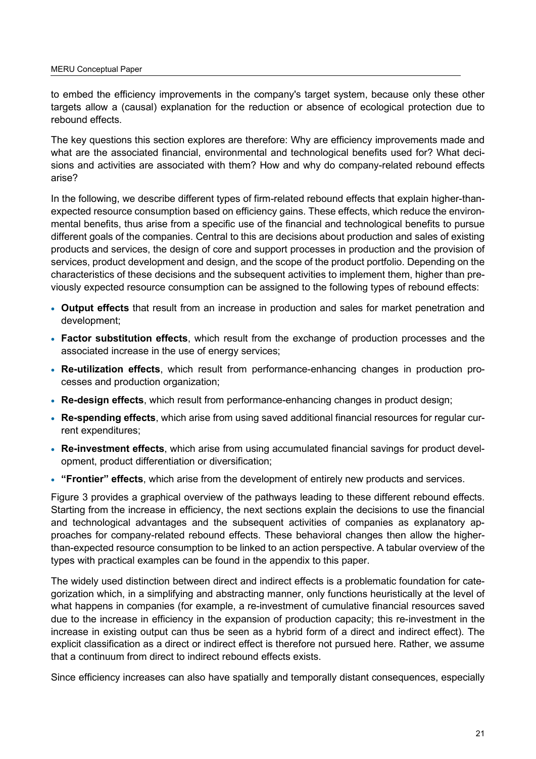to embed the efficiency improvements in the company's target system, because only these other targets allow a (causal) explanation for the reduction or absence of ecological protection due to rebound effects.

The key questions this section explores are therefore: Why are efficiency improvements made and what are the associated financial, environmental and technological benefits used for? What decisions and activities are associated with them? How and why do company-related rebound effects arise?

In the following, we describe different types of firm-related rebound effects that explain higher-than-expected resource consumption based on efficiency gains. These effects, which reduce the environmental benefits, thus arise from a specific use of the financial and technological benefits to pursue different goals of the companies. Central to this are decisions about production and sales of existing products and services, the design of core and support processes in production and the provision of services, product development and design, and the scope of the product portfolio. Depending on the characteristics of these decisions and the subsequent activities to implement them, higher than previously expected resource consumption can be assigned to the following types of rebound effects:

- **Output effects** that result from an increase in production and sales for market penetration and development;
- **Factor substitution effects**, which result from the exchange of production processes and the associated increase in the use of energy services;
- **Re-utilization effects**, which result from performance-enhancing changes in production processes and production organization;
- **Re-design effects**, which result from performance-enhancing changes in product design;
- **Re-spending effects**, which arise from using saved additional financial resources for regular current expenditures;
- **Re-investment effects**, which arise from using accumulated financial savings for product development, product differentiation or diversification;
- **"Frontier" effects**, which arise from the development of entirely new products and services.

Figure 3 provides a graphical overview of the pathways leading to these different rebound effects. Starting from the increase in efficiency, the next sections explain the decisions to use the financial and technological advantages and the subsequent activities of companies as explanatory approaches for company-related rebound effects. These behavioral changes then allow the higher-than-expected resource consumption to be linked to an action perspective. A tabular overview of the types with practical examples can be found in the appendix to this paper.

The widely used distinction between direct and indirect effects is a problematic foundation for categorization which, in a simplifying and abstracting manner, only functions heuristically at the level of what happens in companies (for example, a re-investment of cumulative financial resources saved due to the increase in efficiency in the expansion of production capacity; this re-investment in the increase in existing output can thus be seen as a hybrid form of a direct and indirect effect). The explicit classification as a direct or indirect effect is therefore not pursued here. Rather, we assume that a continuum from direct to indirect rebound effects exists.

Since efficiency increases can also have spatially and temporally distant consequences, especially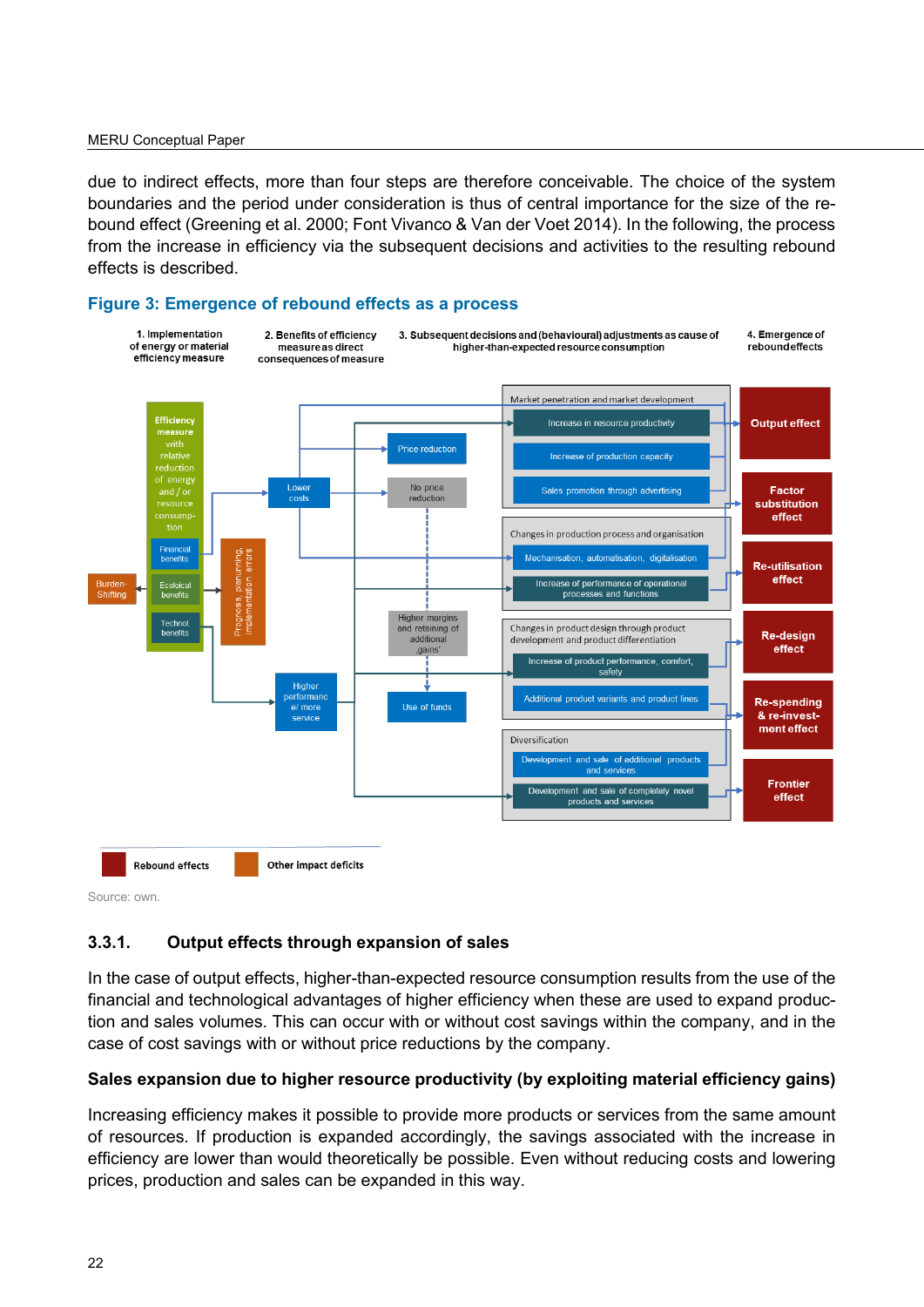due to indirect effects, more than four steps are therefore conceivable. The choice of the system boundaries and the period under consideration is thus of central importance for the size of the rebound effect (Greening et al. 2000; Font Vivanco & Van der Voet 2014). In the following, the process from the increase in efficiency via the subsequent decisions and activities to the resulting rebound effects is described.

**Figure 3: Emergence of rebound effects as a process**

Source: own.

### 3.3.1. Output effects through expansion of sales

In the case of output effects, higher-than-expected resource consumption results from the use of the financial and technological advantages of higher efficiency when these are used to expand production and sales volumes. This can occur with or without cost savings within the company, and in the case of cost savings with or without price reductions by the company.

**Sales expansion due to higher resource productivity (by exploiting material efficiency gains)**

Increasing efficiency makes it possible to provide more products or services from the same amount of resources. If production is expanded accordingly, the savings associated with the increase in efficiency are lower than would theoretically be possible. Even without reducing costs and lowering prices, production and sales can be expanded in this way.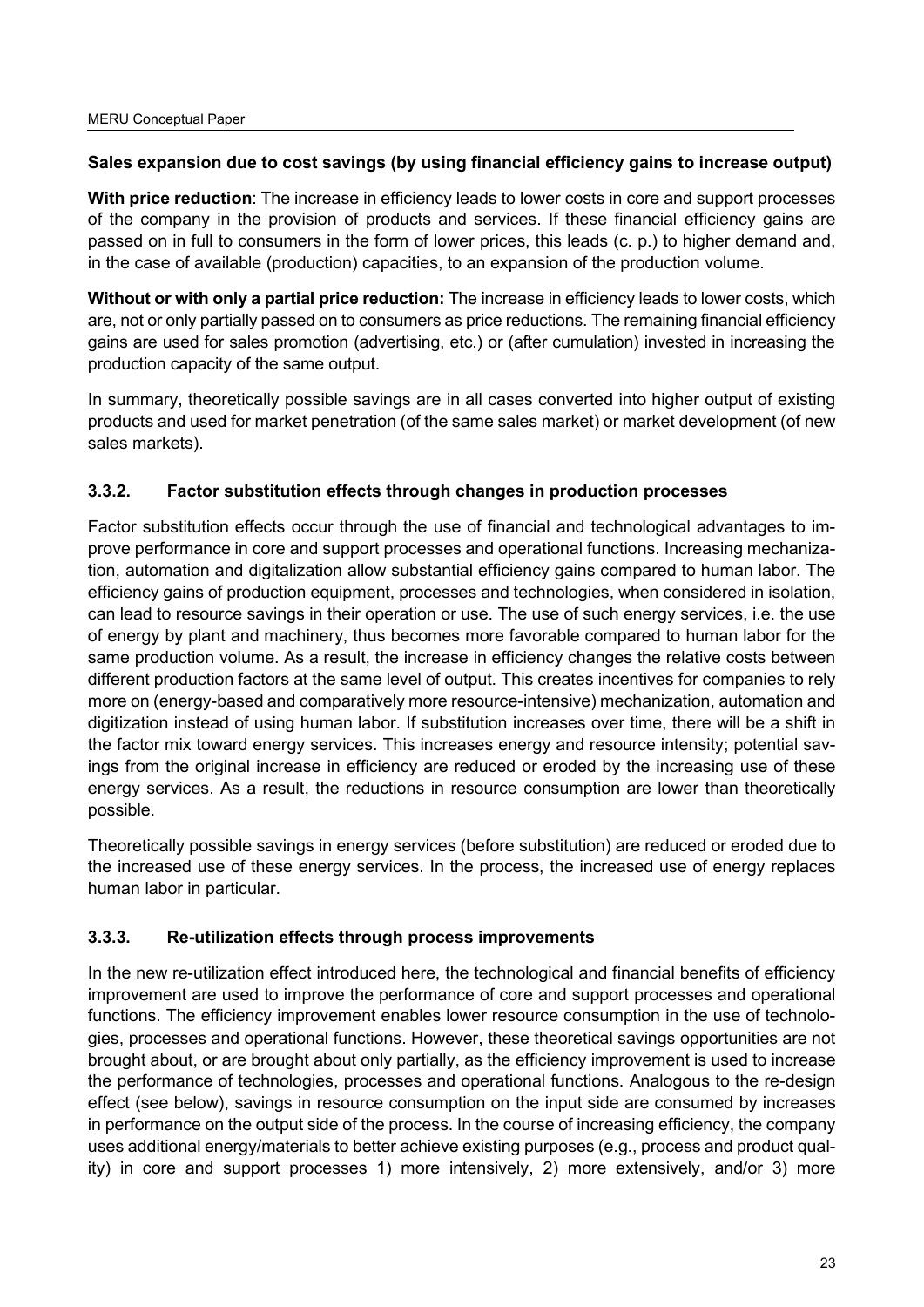**Sales expansion due to cost savings (by using financial efficiency gains to increase output)**

**With price reduction**: The increase in efficiency leads to lower costs in core and support processes of the company in the provision of products and services. If these financial efficiency gains are passed on in full to consumers in the form of lower prices, this leads (c. p.) to higher demand and, in the case of available (production) capacities, to an expansion of the production volume.

**Without or with only a partial price reduction:** The increase in efficiency leads to lower costs, which are, not or only partially passed on to consumers as price reductions. The remaining financial efficiency gains are used for sales promotion (advertising, etc.) or (after cumulation) invested in increasing the production capacity of the same output.

In summary, theoretically possible savings are in all cases converted into higher output of existing products and used for market penetration (of the same sales market) or market development (of new sales markets).

### 3.3.2. Factor substitution effects through changes in production processes

Factor substitution effects occur through the use of financial and technological advantages to improve performance in core and support processes and operational functions. Increasing mechanization, automation and digitalization allow substantial efficiency gains compared to human labor. The efficiency gains of production equipment, processes and technologies, when considered in isolation, can lead to resource savings in their operation or use. The use of such energy services, i.e. the use of energy by plant and machinery, thus becomes more favorable compared to human labor for the same production volume. As a result, the increase in efficiency changes the relative costs between different production factors at the same level of output. This creates incentives for companies to rely more on (energy-based and comparatively more resource-intensive) mechanization, automation and digitization instead of using human labor. If substitution increases over time, there will be a shift in the factor mix toward energy services. This increases energy and resource intensity; potential savings from the original increase in efficiency are reduced or eroded by the increasing use of these energy services. As a result, the reductions in resource consumption are lower than theoretically possible.

Theoretically possible savings in energy services (before substitution) are reduced or eroded due to the increased use of these energy services. In the process, the increased use of energy replaces human labor in particular.

### 3.3.3. Re-utilization effects through process improvements

In the new re-utilization effect introduced here, the technological and financial benefits of efficiency improvement are used to improve the performance of core and support processes and operational functions. The efficiency improvement enables lower resource consumption in the use of technologies, processes and operational functions. However, these theoretical savings opportunities are not brought about, or are brought about only partially, as the efficiency improvement is used to increase the performance of technologies, processes and operational functions. Analogous to the re-design effect (see below), savings in resource consumption on the input side are consumed by increases in performance on the output side of the process. In the course of increasing efficiency, the company uses additional energy/materials to better achieve existing purposes (e.g., process and product quality) in core and support processes 1) more intensively, 2) more extensively, and/or 3) more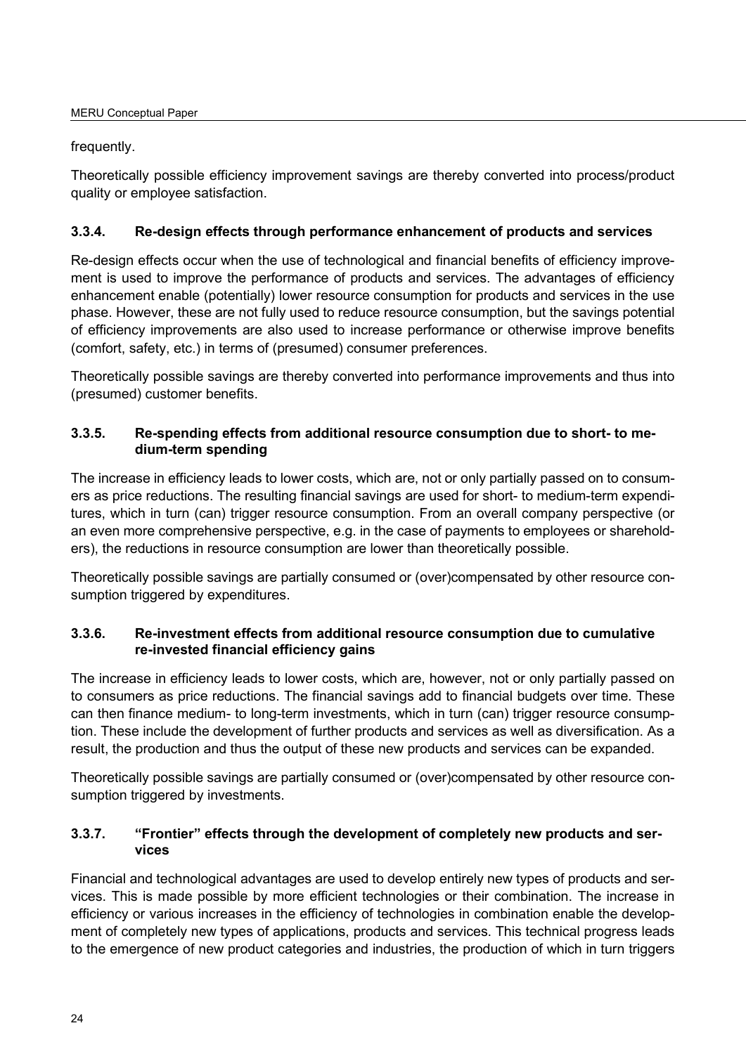frequently.

Theoretically possible efficiency improvement savings are thereby converted into process/product quality or employee satisfaction.

### 3.3.4. Re-design effects through performance enhancement of products and services

Re-design effects occur when the use of technological and financial benefits of efficiency improvement is used to improve the performance of products and services. The advantages of efficiency enhancement enable (potentially) lower resource consumption for products and services in the use phase. However, these are not fully used to reduce resource consumption, but the savings potential of efficiency improvements are also used to increase performance or otherwise improve benefits (comfort, safety, etc.) in terms of (presumed) consumer preferences.

Theoretically possible savings are thereby converted into performance improvements and thus into (presumed) customer benefits.

### 3.3.5. Re-spending effects from additional resource consumption due to short- to medium-term spending

The increase in efficiency leads to lower costs, which are, not or only partially passed on to consumers as price reductions. The resulting financial savings are used for short- to medium-term expenditures, which in turn (can) trigger resource consumption. From an overall company perspective (or an even more comprehensive perspective, e.g. in the case of payments to employees or shareholders), the reductions in resource consumption are lower than theoretically possible.

Theoretically possible savings are partially consumed or (over)compensated by other resource consumption triggered by expenditures.

### 3.3.6. Re-investment effects from additional resource consumption due to cumulative re-invested financial efficiency gains

The increase in efficiency leads to lower costs, which are, however, not or only partially passed on to consumers as price reductions. The financial savings add to financial budgets over time. These can then finance medium- to long-term investments, which in turn (can) trigger resource consumption. These include the development of further products and services as well as diversification. As a result, the production and thus the output of these new products and services can be expanded.

Theoretically possible savings are partially consumed or (over)compensated by other resource consumption triggered by investments.

### 3.3.7. "Frontier" effects through the development of completely new products and services

Financial and technological advantages are used to develop entirely new types of products and services. This is made possible by more efficient technologies or their combination. The increase in efficiency or various increases in the efficiency of technologies in combination enable the development of completely new types of applications, products and services. This technical progress leads to the emergence of new product categories and industries, the production of which in turn triggers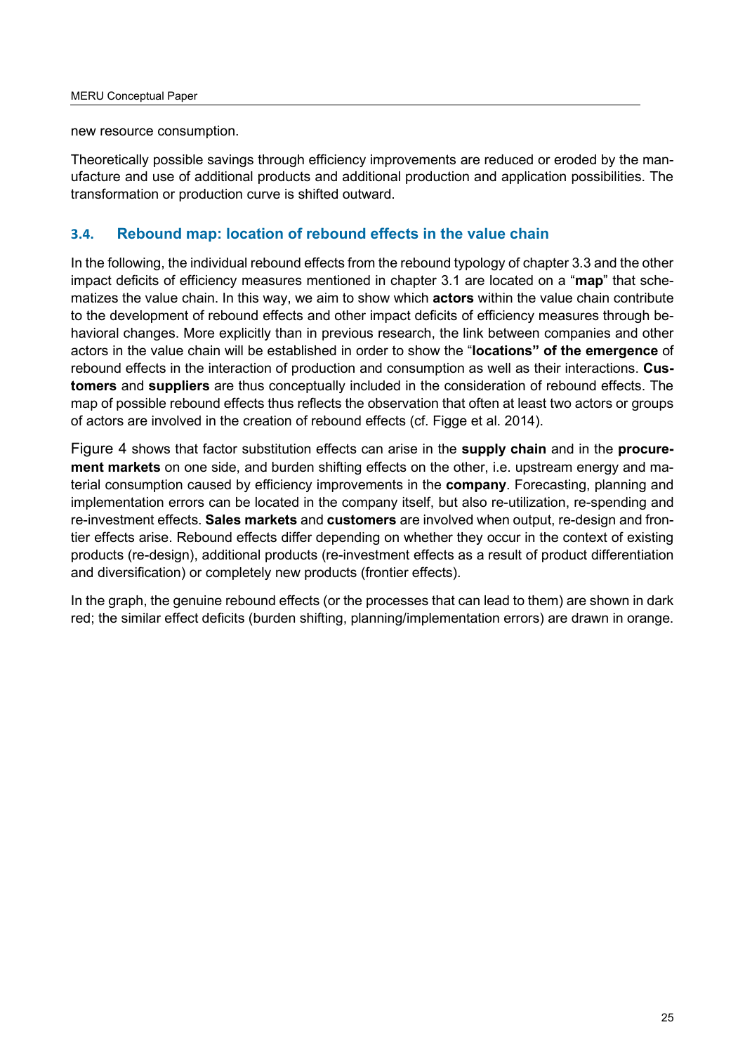new resource consumption.

Theoretically possible savings through efficiency improvements are reduced or eroded by the manufacture and use of additional products and additional production and application possibilities. The transformation or production curve is shifted outward.

## 3.4. Rebound map: location of rebound effects in the value chain

In the following, the individual rebound effects from the rebound typology of chapter 3.3 and the other impact deficits of efficiency measures mentioned in chapter 3.1 are located on a "**map**" that schematizes the value chain. In this way, we aim to show which **actors** within the value chain contribute to the development of rebound effects and other impact deficits of efficiency measures through behavioral changes. More explicitly than in previous research, the link between companies and other actors in the value chain will be established in order to show the "**locations" of the emergence** of rebound effects in the interaction of production and consumption as well as their interactions. **Customers** and **suppliers** are thus conceptually included in the consideration of rebound effects. The map of possible rebound effects thus reflects the observation that often at least two actors or groups of actors are involved in the creation of rebound effects (cf. Figge et al. 2014).

Figure 4 shows that factor substitution effects can arise in the **supply chain** and in the **procurement markets** on one side, and burden shifting effects on the other, i.e. upstream energy and material consumption caused by efficiency improvements in the **company**. Forecasting, planning and implementation errors can be located in the company itself, but also re-utilization, re-spending and re-investment effects. **Sales markets** and **customers** are involved when output, re-design and frontier effects arise. Rebound effects differ depending on whether they occur in the context of existing products (re-design), additional products (re-investment effects as a result of product differentiation and diversification) or completely new products (frontier effects).

In the graph, the genuine rebound effects (or the processes that can lead to them) are shown in dark red; the similar effect deficits (burden shifting, planning/implementation errors) are drawn in orange.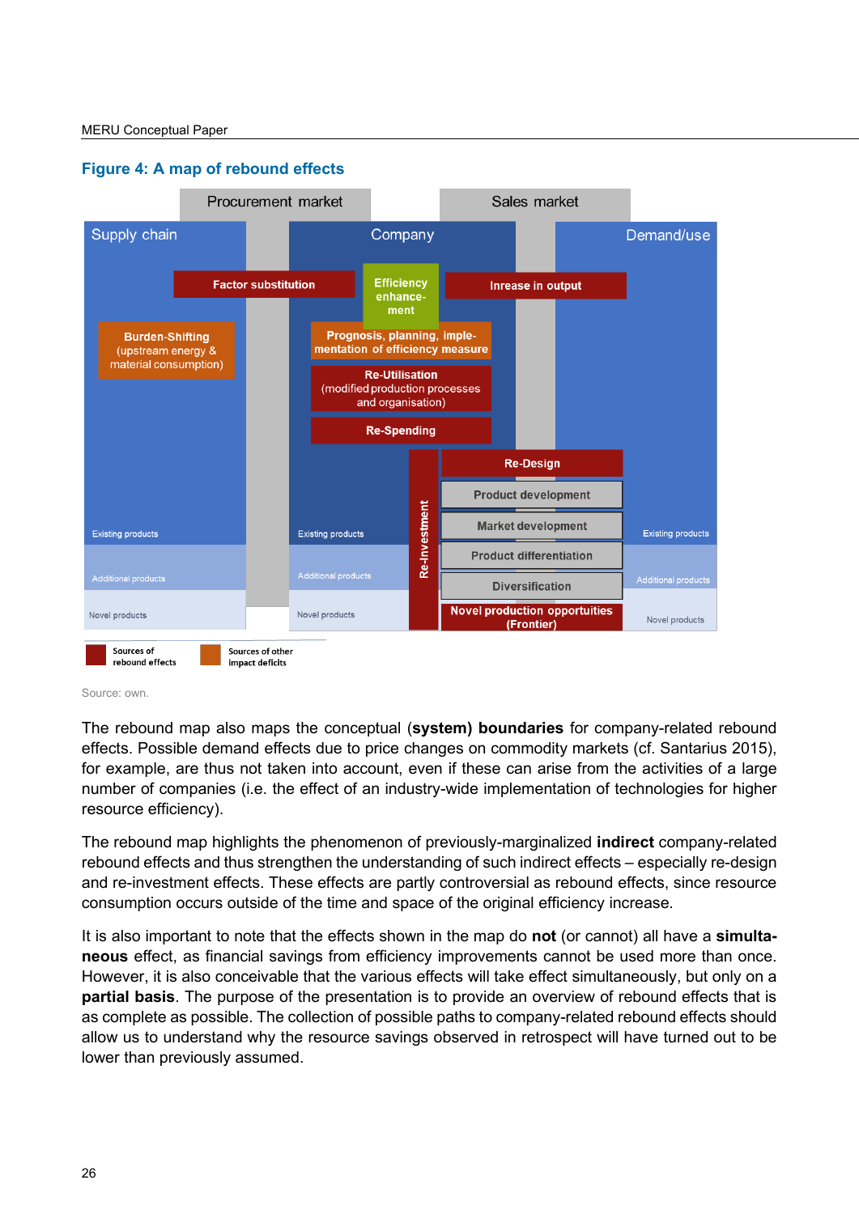### Figure 4: A map of rebound effects

Source: own.

The rebound map also maps the conceptual (**system) boundaries** for company-related rebound effects. Possible demand effects due to price changes on commodity markets (cf. Santarius 2015), for example, are thus not taken into account, even if these can arise from the activities of a large number of companies (i.e. the effect of an industry-wide implementation of technologies for higher resource efficiency).

The rebound map highlights the phenomenon of previously-marginalized **indirect** company-related rebound effects and thus strengthen the understanding of such indirect effects – especially re-design and re-investment effects. These effects are partly controversial as rebound effects, since resource consumption occurs outside of the time and space of the original efficiency increase.

It is also important to note that the effects shown in the map do **not** (or cannot) all have a **simultaneous** effect, as financial savings from efficiency improvements cannot be used more than once. However, it is also conceivable that the various effects will take effect simultaneously, but only on a **partial basis**. The purpose of the presentation is to provide an overview of rebound effects that is as complete as possible. The collection of possible paths to company-related rebound effects should allow us to understand why the resource savings observed in retrospect will have turned out to be lower than previously assumed.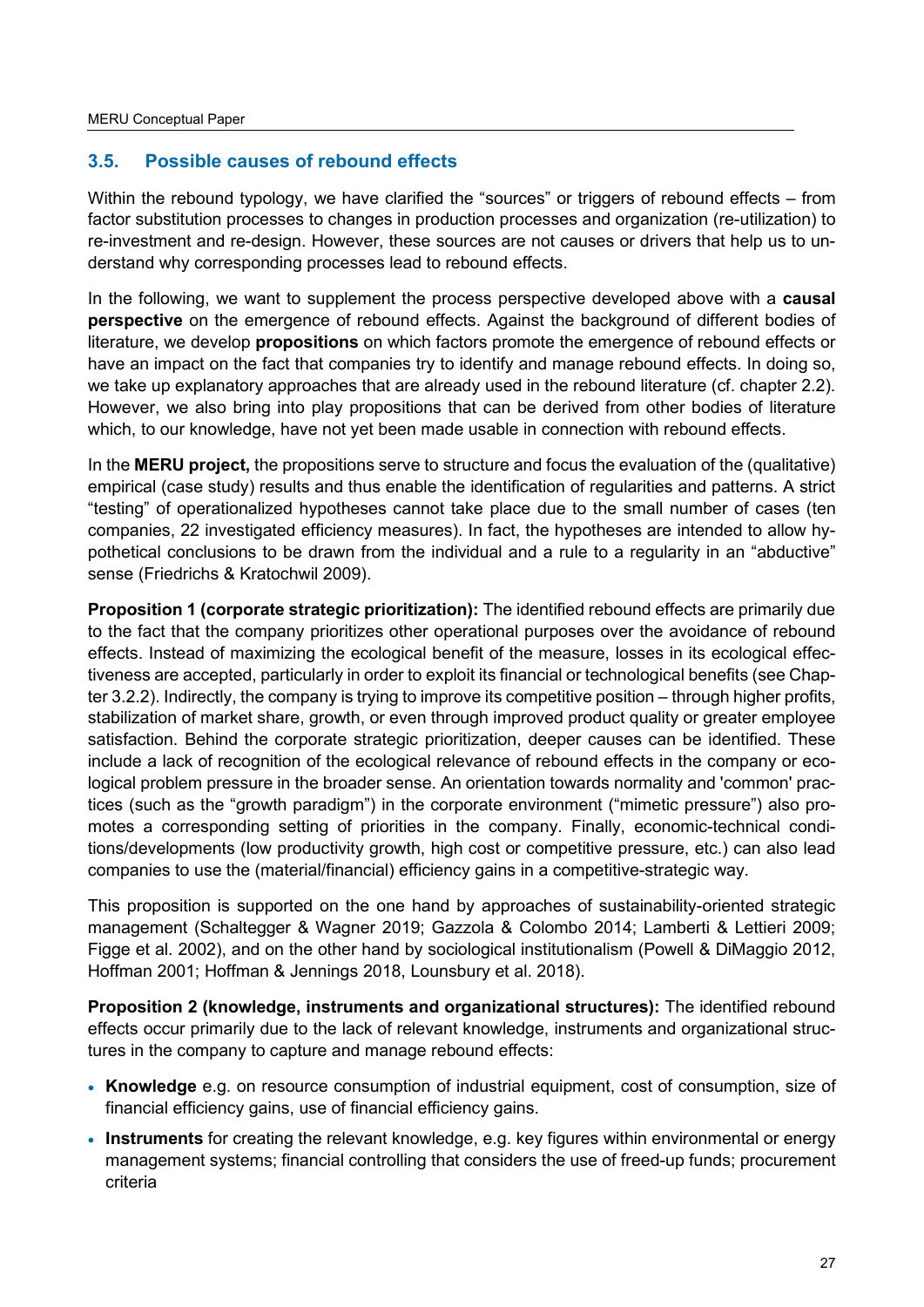### 3.5. Possible causes of rebound effects

Within the rebound typology, we have clarified the "sources" or triggers of rebound effects – from factor substitution processes to changes in production processes and organization (re-utilization) to re-investment and re-design. However, these sources are not causes or drivers that help us to understand why corresponding processes lead to rebound effects.

In the following, we want to supplement the process perspective developed above with a **causal perspective** on the emergence of rebound effects. Against the background of different bodies of literature, we develop **propositions** on which factors promote the emergence of rebound effects or have an impact on the fact that companies try to identify and manage rebound effects. In doing so, we take up explanatory approaches that are already used in the rebound literature (cf. chapter 2.2). However, we also bring into play propositions that can be derived from other bodies of literature which, to our knowledge, have not yet been made usable in connection with rebound effects.

In the **MERU project,** the propositions serve to structure and focus the evaluation of the (qualitative) empirical (case study) results and thus enable the identification of regularities and patterns. A strict "testing" of operationalized hypotheses cannot take place due to the small number of cases (ten companies, 22 investigated efficiency measures). In fact, the hypotheses are intended to allow hypothetical conclusions to be drawn from the individual and a rule to a regularity in an "abductive" sense (Friedrichs & Kratochwil 2009).

**Proposition 1 (corporate strategic prioritization):** The identified rebound effects are primarily due to the fact that the company prioritizes other operational purposes over the avoidance of rebound effects. Instead of maximizing the ecological benefit of the measure, losses in its ecological effectiveness are accepted, particularly in order to exploit its financial or technological benefits (see Chapter 3.2.2). Indirectly, the company is trying to improve its competitive position – through higher profits, stabilization of market share, growth, or even through improved product quality or greater employee satisfaction. Behind the corporate strategic prioritization, deeper causes can be identified. These include a lack of recognition of the ecological relevance of rebound effects in the company or ecological problem pressure in the broader sense. An orientation towards normality and 'common' practices (such as the "growth paradigm") in the corporate environment ("mimetic pressure") also promotes a corresponding setting of priorities in the company. Finally, economic-technical conditions/developments (low productivity growth, high cost or competitive pressure, etc.) can also lead companies to use the (material/financial) efficiency gains in a competitive-strategic way.

This proposition is supported on the one hand by approaches of sustainability-oriented strategic management (Schaltegger & Wagner 2019; Gazzola & Colombo 2014; Lamberti & Lettieri 2009; Figge et al. 2002), and on the other hand by sociological institutionalism (Powell & DiMaggio 2012, Hoffman 2001; Hoffman & Jennings 2018, Lounsbury et al. 2018).

**Proposition 2 (knowledge, instruments and organizational structures):** The identified rebound effects occur primarily due to the lack of relevant knowledge, instruments and organizational structures in the company to capture and manage rebound effects:

- **Knowledge** e.g. on resource consumption of industrial equipment, cost of consumption, size of financial efficiency gains, use of financial efficiency gains.
- **Instruments** for creating the relevant knowledge, e.g. key figures within environmental or energy management systems; financial controlling that considers the use of freed-up funds; procurement criteria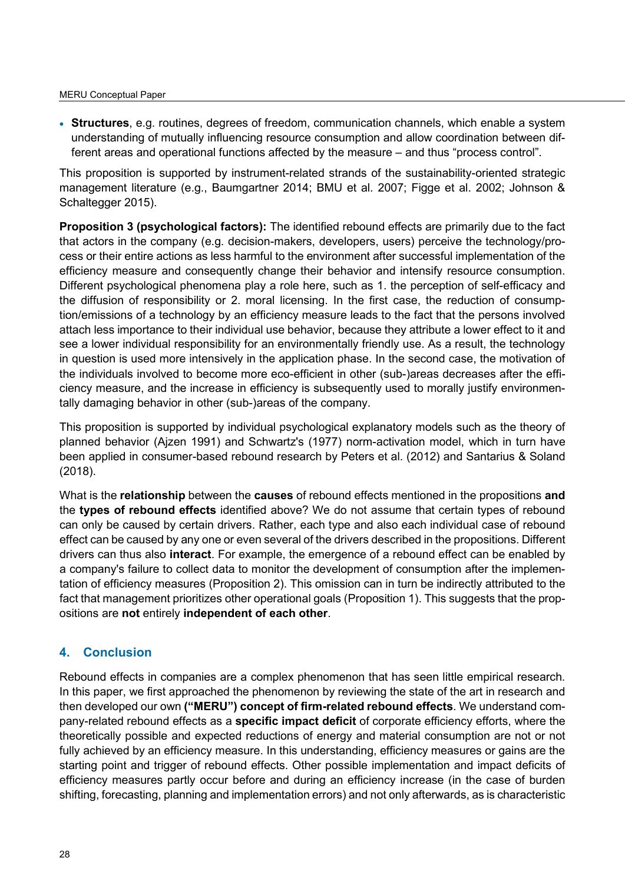- **Structures**, e.g. routines, degrees of freedom, communication channels, which enable a system understanding of mutually influencing resource consumption and allow coordination between different areas and operational functions affected by the measure – and thus “process control”.

This proposition is supported by instrument-related strands of the sustainability-oriented strategic management literature (e.g., Baumgartner 2014; BMU et al. 2007; Figge et al. 2002; Johnson & Schaltegger 2015).

**Proposition 3 (psychological factors):** The identified rebound effects are primarily due to the fact that actors in the company (e.g. decision-makers, developers, users) perceive the technology/process or their entire actions as less harmful to the environment after successful implementation of the efficiency measure and consequently change their behavior and intensify resource consumption. Different psychological phenomena play a role here, such as 1. the perception of self-efficacy and the diffusion of responsibility or 2. moral licensing. In the first case, the reduction of consumption/emissions of a technology by an efficiency measure leads to the fact that the persons involved attach less importance to their individual use behavior, because they attribute a lower effect to it and see a lower individual responsibility for an environmentally friendly use. As a result, the technology in question is used more intensively in the application phase. In the second case, the motivation of the individuals involved to become more eco-efficient in other (sub-)areas decreases after the efficiency measure, and the increase in efficiency is subsequently used to morally justify environmentally damaging behavior in other (sub-)areas of the company.

This proposition is supported by individual psychological explanatory models such as the theory of planned behavior (Ajzen 1991) and Schwartz's (1977) norm-activation model, which in turn have been applied in consumer-based rebound research by Peters et al. (2012) and Santarius & Soland (2018).

What is the **relationship** between the **causes** of rebound effects mentioned in the propositions **and** the **types of rebound effects** identified above? We do not assume that certain types of rebound can only be caused by certain drivers. Rather, each type and also each individual case of rebound effect can be caused by any one or even several of the drivers described in the propositions. Different drivers can thus also **interact**. For example, the emergence of a rebound effect can be enabled by a company's failure to collect data to monitor the development of consumption after the implementation of efficiency measures (Proposition 2). This omission can in turn be indirectly attributed to the fact that management prioritizes other operational goals (Proposition 1). This suggests that the propositions are **not** entirely **independent of each other**.

## 4. Conclusion

Rebound effects in companies are a complex phenomenon that has seen little empirical research. In this paper, we first approached the phenomenon by reviewing the state of the art in research and then developed our own **(“MERU”) concept of firm-related rebound effects**. We understand company-related rebound effects as a **specific impact deficit** of corporate efficiency efforts, where the theoretically possible and expected reductions of energy and material consumption are not or not fully achieved by an efficiency measure. In this understanding, efficiency measures or gains are the starting point and trigger of rebound effects. Other possible implementation and impact deficits of efficiency measures partly occur before and during an efficiency increase (in the case of burden shifting, forecasting, planning and implementation errors) and not only afterwards, as is characteristic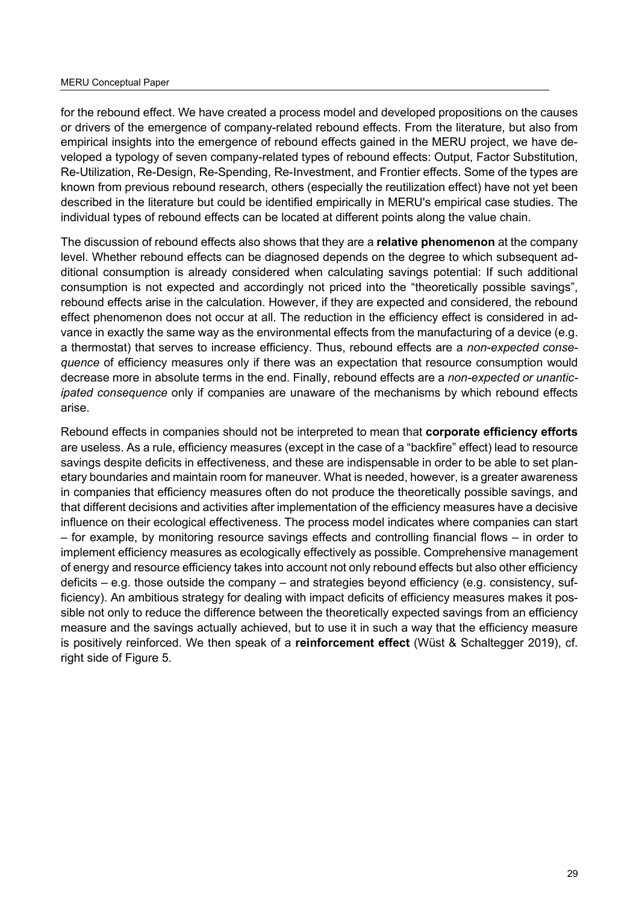for the rebound effect. We have created a process model and developed propositions on the causes or drivers of the emergence of company-related rebound effects. From the literature, but also from empirical insights into the emergence of rebound effects gained in the MERU project, we have developed a typology of seven company-related types of rebound effects: Output, Factor Substitution, Re-Utilization, Re-Design, Re-Spending, Re-Investment, and Frontier effects. Some of the types are known from previous rebound research, others (especially the reutilization effect) have not yet been described in the literature but could be identified empirically in MERU's empirical case studies. The individual types of rebound effects can be located at different points along the value chain.

The discussion of rebound effects also shows that they are a **relative phenomenon** at the company level. Whether rebound effects can be diagnosed depends on the degree to which subsequent additional consumption is already considered when calculating savings potential: If such additional consumption is not expected and accordingly not priced into the "theoretically possible savings", rebound effects arise in the calculation. However, if they are expected and considered, the rebound effect phenomenon does not occur at all. The reduction in the efficiency effect is considered in advance in exactly the same way as the environmental effects from the manufacturing of a device (e.g. a thermostat) that serves to increase efficiency. Thus, rebound effects are a *non-expected consequence* of efficiency measures only if there was an expectation that resource consumption would decrease more in absolute terms in the end. Finally, rebound effects are a *non-expected or unanticipated consequence* only if companies are unaware of the mechanisms by which rebound effects arise.

Rebound effects in companies should not be interpreted to mean that **corporate efficiency efforts** are useless. As a rule, efficiency measures (except in the case of a "backfire" effect) lead to resource savings despite deficits in effectiveness, and these are indispensable in order to be able to set planetary boundaries and maintain room for maneuver. What is needed, however, is a greater awareness in companies that efficiency measures often do not produce the theoretically possible savings, and that different decisions and activities after implementation of the efficiency measures have a decisive influence on their ecological effectiveness. The process model indicates where companies can start – for example, by monitoring resource savings effects and controlling financial flows – in order to implement efficiency measures as ecologically effectively as possible. Comprehensive management of energy and resource efficiency takes into account not only rebound effects but also other efficiency deficits – e.g. those outside the company – and strategies beyond efficiency (e.g. consistency, sufficiency). An ambitious strategy for dealing with impact deficits of efficiency measures makes it possible not only to reduce the difference between the theoretically expected savings from an efficiency measure and the savings actually achieved, but to use it in such a way that the efficiency measure is positively reinforced. We then speak of a **reinforcement effect** (Wüst & Schaltegger 2019), cf. right side of Figure 5.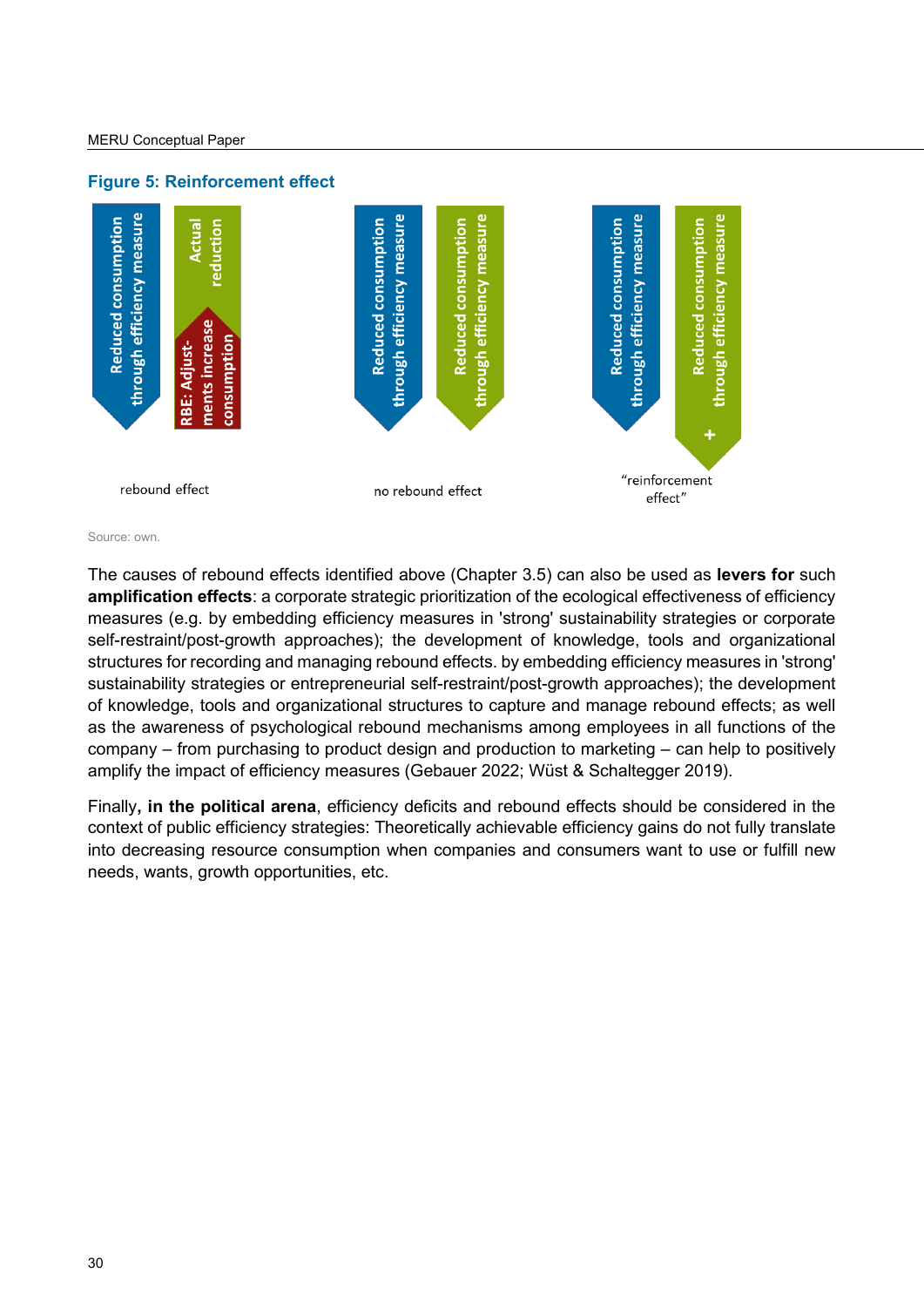**Figure 5: Reinforcement effect**

Reduced consumption through efficiency measure | Actual reduction | RBE: Adjust-ments increase consumption

rebound effect

Reduced consumption through efficiency measure | Reduced consumption through efficiency measure

no rebound effect

Reduced consumption through efficiency measure | Reduced consumption through efficiency measure +

"reinforcement effect"

Source: own.

The causes of rebound effects identified above (Chapter 3.5) can also be used as **levers for** such **amplification effects**: a corporate strategic prioritization of the ecological effectiveness of efficiency measures (e.g. by embedding efficiency measures in 'strong' sustainability strategies or corporate self-restraint/post-growth approaches); the development of knowledge, tools and organizational structures for recording and managing rebound effects. by embedding efficiency measures in 'strong' sustainability strategies or entrepreneurial self-restraint/post-growth approaches); the development of knowledge, tools and organizational structures to capture and manage rebound effects; as well as the awareness of psychological rebound mechanisms among employees in all functions of the company – from purchasing to product design and production to marketing – can help to positively amplify the impact of efficiency measures (Gebauer 2022; Wüst & Schaltegger 2019).

Finally**, in the political arena**, efficiency deficits and rebound effects should be considered in the context of public efficiency strategies: Theoretically achievable efficiency gains do not fully translate into decreasing resource consumption when companies and consumers want to use or fulfill new needs, wants, growth opportunities, etc.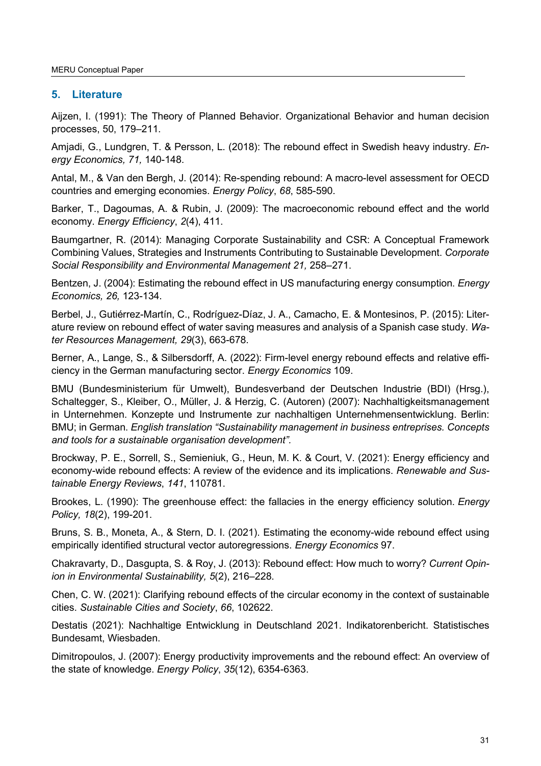## 5. Literature

Aijzen, I. (1991): The Theory of Planned Behavior. Organizational Behavior and human decision processes, 50, 179–211.

Amjadi, G., Lundgren, T. & Persson, L. (2018): The rebound effect in Swedish heavy industry. *Energy Economics, 71,* 140-148.

Antal, M., & Van den Bergh, J. (2014): Re-spending rebound: A macro-level assessment for OECD countries and emerging economies. *Energy Policy*, *68*, 585-590.

Barker, T., Dagoumas, A. & Rubin, J. (2009): The macroeconomic rebound effect and the world economy. *Energy Efficiency*, *2*(4), 411.

Baumgartner, R. (2014): Managing Corporate Sustainability and CSR: A Conceptual Framework Combining Values, Strategies and Instruments Contributing to Sustainable Development. *Corporate Social Responsibility and Environmental Management 21,* 258–271.

Bentzen, J. (2004): Estimating the rebound effect in US manufacturing energy consumption. *Energy Economics, 26,* 123-134.

Berbel, J., Gutiérrez-Martín, C., Rodríguez-Díaz, J. A., Camacho, E. & Montesinos, P. (2015): Literature review on rebound effect of water saving measures and analysis of a Spanish case study. *Water Resources Management, 29*(3), 663-678.

Berner, A., Lange, S., & Silbersdorff, A. (2022): Firm-level energy rebound effects and relative efficiency in the German manufacturing sector. *Energy Economics* 109.

BMU (Bundesministerium für Umwelt), Bundesverband der Deutschen Industrie (BDI) (Hrsg.), Schaltegger, S., Kleiber, O., Müller, J. & Herzig, C. (Autoren) (2007): Nachhaltigkeitsmanagement in Unternehmen. Konzepte und Instrumente zur nachhaltigen Unternehmensentwicklung. Berlin: BMU; in German. *English translation "Sustainability management in business entreprises. Concepts and tools for a sustainable organisation development".*

Brockway, P. E., Sorrell, S., Semieniuk, G., Heun, M. K. & Court, V. (2021): Energy efficiency and economy-wide rebound effects: A review of the evidence and its implications. *Renewable and Sustainable Energy Reviews*, *141*, 110781.

Brookes, L. (1990): The greenhouse effect: the fallacies in the energy efficiency solution. *Energy Policy, 18*(2), 199-201.

Bruns, S. B., Moneta, A., & Stern, D. I. (2021). Estimating the economy-wide rebound effect using empirically identified structural vector autoregressions. *Energy Economics* 97.

Chakravarty, D., Dasgupta, S. & Roy, J. (2013): Rebound effect: How much to worry? *Current Opinion in Environmental Sustainability, 5*(2), 216–228.

Chen, C. W. (2021): Clarifying rebound effects of the circular economy in the context of sustainable cities. *Sustainable Cities and Society*, *66*, 102622.

Destatis (2021): Nachhaltige Entwicklung in Deutschland 2021. Indikatorenbericht. Statistisches Bundesamt, Wiesbaden.

Dimitropoulos, J. (2007): Energy productivity improvements and the rebound effect: An overview of the state of knowledge. *Energy Policy*, *35*(12), 6354-6363.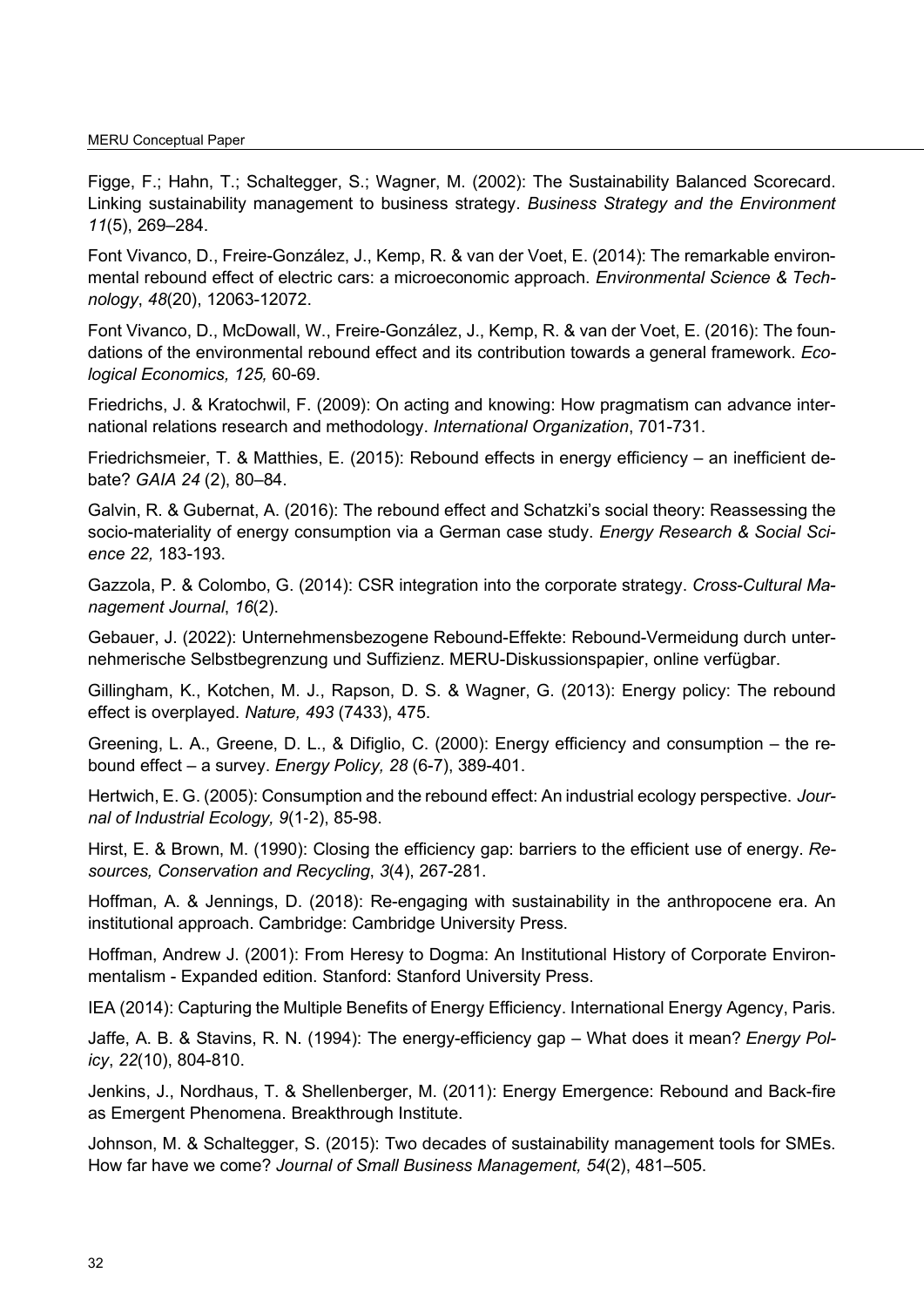Figge, F.; Hahn, T.; Schaltegger, S.; Wagner, M. (2002): The Sustainability Balanced Scorecard. Linking sustainability management to business strategy. *Business Strategy and the Environment 11*(5), 269–284.

Font Vivanco, D., Freire-González, J., Kemp, R. & van der Voet, E. (2014): The remarkable environmental rebound effect of electric cars: a microeconomic approach. *Environmental Science & Technology*, *48*(20), 12063-12072.

Font Vivanco, D., McDowall, W., Freire-González, J., Kemp, R. & van der Voet, E. (2016): The foundations of the environmental rebound effect and its contribution towards a general framework. *Ecological Economics, 125,* 60-69.

Friedrichs, J. & Kratochwil, F. (2009): On acting and knowing: How pragmatism can advance international relations research and methodology. *International Organization*, 701-731.

Friedrichsmeier, T. & Matthies, E. (2015): Rebound effects in energy efficiency – an inefficient debate? *GAIA 24* (2), 80–84.

Galvin, R. & Gubernat, A. (2016): The rebound effect and Schatzki's social theory: Reassessing the socio-materiality of energy consumption via a German case study. *Energy Research & Social Science 22,* 183-193.

Gazzola, P. & Colombo, G. (2014): CSR integration into the corporate strategy. *Cross-Cultural Management Journal*, *16*(2).

Gebauer, J. (2022): Unternehmensbezogene Rebound-Effekte: Rebound-Vermeidung durch unternehmerische Selbstbegrenzung und Suffizienz. MERU-Diskussionspapier, online verfügbar.

Gillingham, K., Kotchen, M. J., Rapson, D. S. & Wagner, G. (2013): Energy policy: The rebound effect is overplayed. *Nature, 493* (7433), 475.

Greening, L. A., Greene, D. L., & Difiglio, C. (2000): Energy efficiency and consumption – the rebound effect – a survey. *Energy Policy, 28* (6-7), 389-401.

Hertwich, E. G. (2005): Consumption and the rebound effect: An industrial ecology perspective. *Journal of Industrial Ecology, 9*(1-2), 85-98.

Hirst, E. & Brown, M. (1990): Closing the efficiency gap: barriers to the efficient use of energy. *Resources, Conservation and Recycling*, *3*(4), 267-281.

Hoffman, A. & Jennings, D. (2018): Re-engaging with sustainability in the anthropocene era. An institutional approach. Cambridge: Cambridge University Press.

Hoffman, Andrew J. (2001): From Heresy to Dogma: An Institutional History of Corporate Environmentalism - Expanded edition. Stanford: Stanford University Press.

IEA (2014): Capturing the Multiple Benefits of Energy Efficiency. International Energy Agency, Paris.

Jaffe, A. B. & Stavins, R. N. (1994): The energy-efficiency gap – What does it mean? *Energy Policy*, *22*(10), 804-810.

Jenkins, J., Nordhaus, T. & Shellenberger, M. (2011): Energy Emergence: Rebound and Back-fire as Emergent Phenomena. Breakthrough Institute.

Johnson, M. & Schaltegger, S. (2015): Two decades of sustainability management tools for SMEs. How far have we come? *Journal of Small Business Management, 54*(2), 481–505.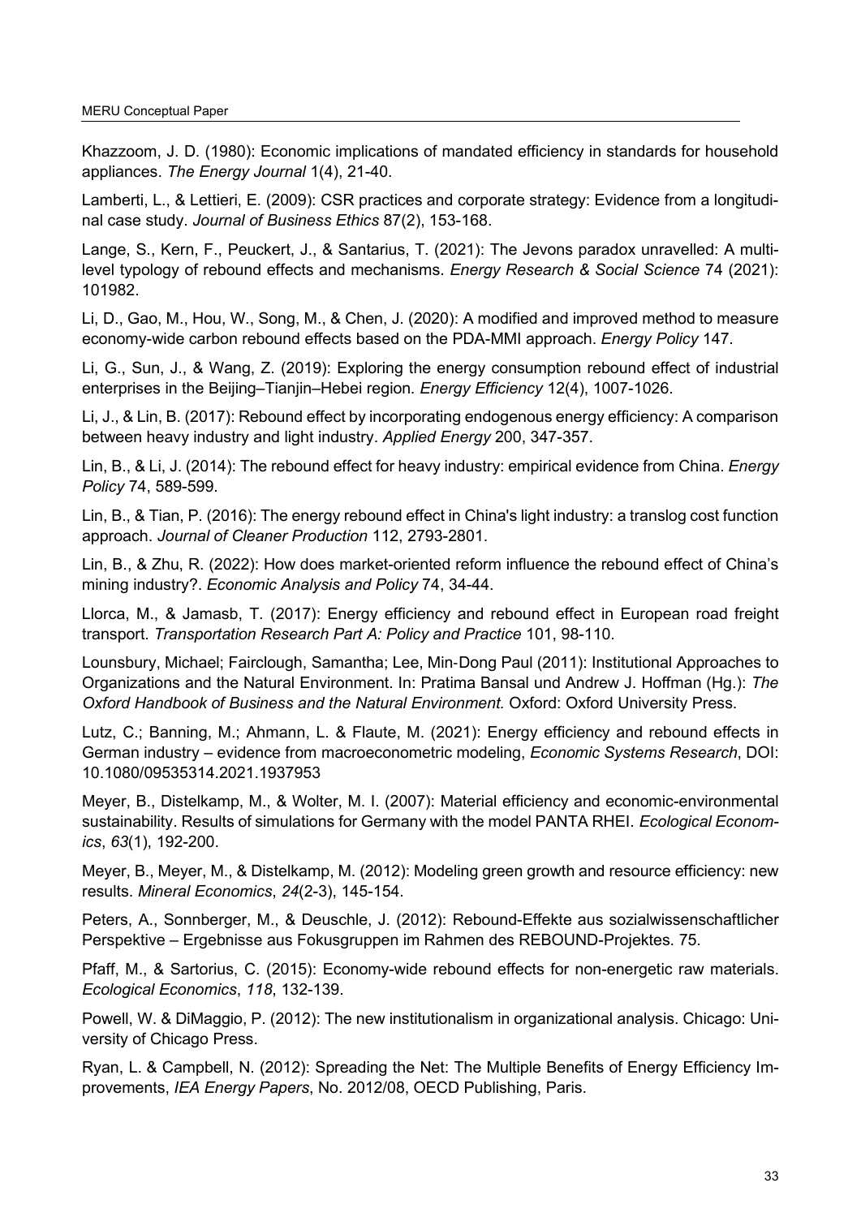Khazzoom, J. D. (1980): Economic implications of mandated efficiency in standards for household appliances. *The Energy Journal* 1(4), 21-40.

Lamberti, L., & Lettieri, E. (2009): CSR practices and corporate strategy: Evidence from a longitudinal case study. *Journal of Business Ethics* 87(2), 153-168.

Lange, S., Kern, F., Peuckert, J., & Santarius, T. (2021): The Jevons paradox unravelled: A multi-level typology of rebound effects and mechanisms. *Energy Research & Social Science* 74 (2021): 101982.

Li, D., Gao, M., Hou, W., Song, M., & Chen, J. (2020): A modified and improved method to measure economy-wide carbon rebound effects based on the PDA-MMI approach. *Energy Policy* 147.

Li, G., Sun, J., & Wang, Z. (2019): Exploring the energy consumption rebound effect of industrial enterprises in the Beijing–Tianjin–Hebei region*. Energy Efficiency* 12(4), 1007-1026.

Li, J., & Lin, B. (2017): Rebound effect by incorporating endogenous energy efficiency: A comparison between heavy industry and light industry. *Applied Energy* 200, 347-357.

Lin, B., & Li, J. (2014): The rebound effect for heavy industry: empirical evidence from China. *Energy Policy* 74, 589-599.

Lin, B., & Tian, P. (2016): The energy rebound effect in China's light industry: a translog cost function approach. *Journal of Cleaner Production* 112, 2793-2801.

Lin, B., & Zhu, R. (2022): How does market-oriented reform influence the rebound effect of China's mining industry?. *Economic Analysis and Policy* 74, 34-44.

Llorca, M., & Jamasb, T. (2017): Energy efficiency and rebound effect in European road freight transport. *Transportation Research Part A: Policy and Practice* 101, 98-110.

Lounsbury, Michael; Fairclough, Samantha; Lee, Min‐Dong Paul (2011): Institutional Approaches to Organizations and the Natural Environment. In: Pratima Bansal und Andrew J. Hoffman (Hg.): *The Oxford Handbook of Business and the Natural Environment.* Oxford: Oxford University Press.

Lutz, C.; Banning, M.; Ahmann, L. & Flaute, M. (2021): Energy efficiency and rebound effects in German industry – evidence from macroeconometric modeling, *Economic Systems Research*, DOI: 10.1080/09535314.2021.1937953

Meyer, B., Distelkamp, M., & Wolter, M. I. (2007): Material efficiency and economic-environmental sustainability. Results of simulations for Germany with the model PANTA RHEI. *Ecological Economics*, *63*(1), 192-200.

Meyer, B., Meyer, M., & Distelkamp, M. (2012): Modeling green growth and resource efficiency: new results. *Mineral Economics*, *24*(2-3), 145-154.

Peters, A., Sonnberger, M., & Deuschle, J. (2012): Rebound-Effekte aus sozialwissenschaftlicher Perspektive – Ergebnisse aus Fokusgruppen im Rahmen des REBOUND-Projektes. 75.

Pfaff, M., & Sartorius, C. (2015): Economy-wide rebound effects for non-energetic raw materials. *Ecological Economics*, *118*, 132-139.

Powell, W. & DiMaggio, P. (2012): The new institutionalism in organizational analysis. Chicago: University of Chicago Press.

Ryan, L. & Campbell, N. (2012): Spreading the Net: The Multiple Benefits of Energy Efficiency Improvements, *IEA Energy Papers*, No. 2012/08, OECD Publishing, Paris.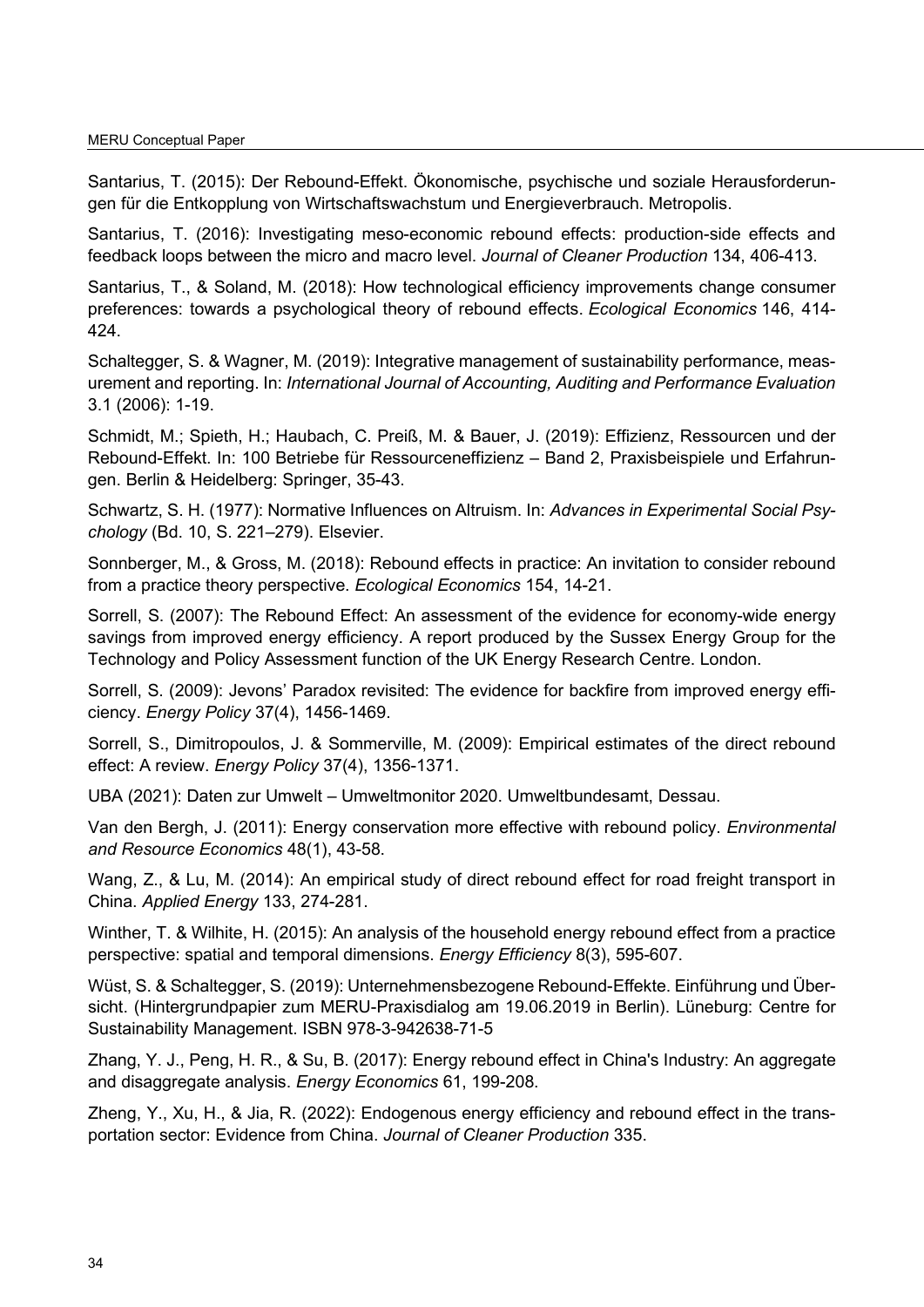Santarius, T. (2015): Der Rebound-Effekt. Ökonomische, psychische und soziale Herausforderungen für die Entkopplung von Wirtschaftswachstum und Energieverbrauch. Metropolis.

Santarius, T. (2016): Investigating meso-economic rebound effects: production-side effects and feedback loops between the micro and macro level. *Journal of Cleaner Production* 134, 406-413.

Santarius, T., & Soland, M. (2018): How technological efficiency improvements change consumer preferences: towards a psychological theory of rebound effects. *Ecological Economics* 146, 414-424.

Schaltegger, S. & Wagner, M. (2019): Integrative management of sustainability performance, measurement and reporting. In: *International Journal of Accounting, Auditing and Performance Evaluation* 3.1 (2006): 1-19.

Schmidt, M.; Spieth, H.; Haubach, C. Preiß, M. & Bauer, J. (2019): Effizienz, Ressourcen und der Rebound-Effekt. In: 100 Betriebe für Ressourceneffizienz – Band 2, Praxisbeispiele und Erfahrungen. Berlin & Heidelberg: Springer, 35-43.

Schwartz, S. H. (1977): Normative Influences on Altruism. In: *Advances in Experimental Social Psychology* (Bd. 10, S. 221–279). Elsevier.

Sonnberger, M., & Gross, M. (2018): Rebound effects in practice: An invitation to consider rebound from a practice theory perspective. *Ecological Economics* 154, 14-21.

Sorrell, S. (2007): The Rebound Effect: An assessment of the evidence for economy-wide energy savings from improved energy efficiency. A report produced by the Sussex Energy Group for the Technology and Policy Assessment function of the UK Energy Research Centre. London.

Sorrell, S. (2009): Jevons' Paradox revisited: The evidence for backfire from improved energy efficiency. *Energy Policy* 37(4), 1456-1469.

Sorrell, S., Dimitropoulos, J. & Sommerville, M. (2009): Empirical estimates of the direct rebound effect: A review. *Energy Policy* 37(4), 1356-1371.

UBA (2021): Daten zur Umwelt – Umweltmonitor 2020. Umweltbundesamt, Dessau.

Van den Bergh, J. (2011): Energy conservation more effective with rebound policy. *Environmental and Resource Economics* 48(1), 43-58.

Wang, Z., & Lu, M. (2014): An empirical study of direct rebound effect for road freight transport in China. *Applied Energy* 133, 274-281.

Winther, T. & Wilhite, H. (2015): An analysis of the household energy rebound effect from a practice perspective: spatial and temporal dimensions. *Energy Efficiency* 8(3), 595-607.

Wüst, S. & Schaltegger, S. (2019): Unternehmensbezogene Rebound-Effekte. Einführung und Übersicht. (Hintergrundpapier zum MERU-Praxisdialog am 19.06.2019 in Berlin). Lüneburg: Centre for Sustainability Management. ISBN 978-3-942638-71-5

Zhang, Y. J., Peng, H. R., & Su, B. (2017): Energy rebound effect in China's Industry: An aggregate and disaggregate analysis. *Energy Economics* 61, 199-208.

Zheng, Y., Xu, H., & Jia, R. (2022): Endogenous energy efficiency and rebound effect in the transportation sector: Evidence from China. *Journal of Cleaner Production* 335.